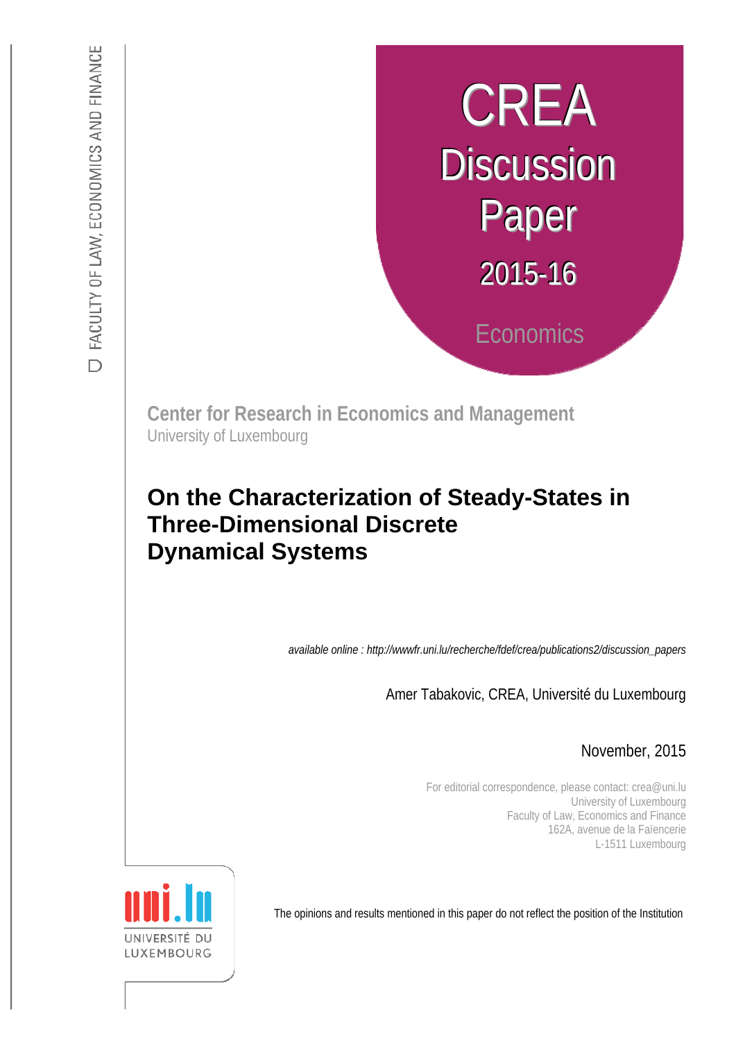FACULTY OF LAW, ECONOMICS AND FINANCE

# CREA Discussion Paper 2015-16

Economics

**Center for Research in Economics and Management**
University of Luxembourg

# On the Characterization of Steady-States in Three-Dimensional Discrete Dynamical Systems

*available online : http://wwwfr.uni.lu/recherche/fdef/crea/publications2/discussion_papers*

Amer Tabakovic, CREA, Université du Luxembourg

November, 2015

For editorial correspondence, please contact: crea@uni.lu
University of Luxembourg
Faculty of Law, Economics and Finance
162A, avenue de la Faïencerie
L-1511 Luxembourg

The opinions and results mentioned in this paper do not reflect the position of the Institution

UNIVERSITÉ DU LUXEMBOURG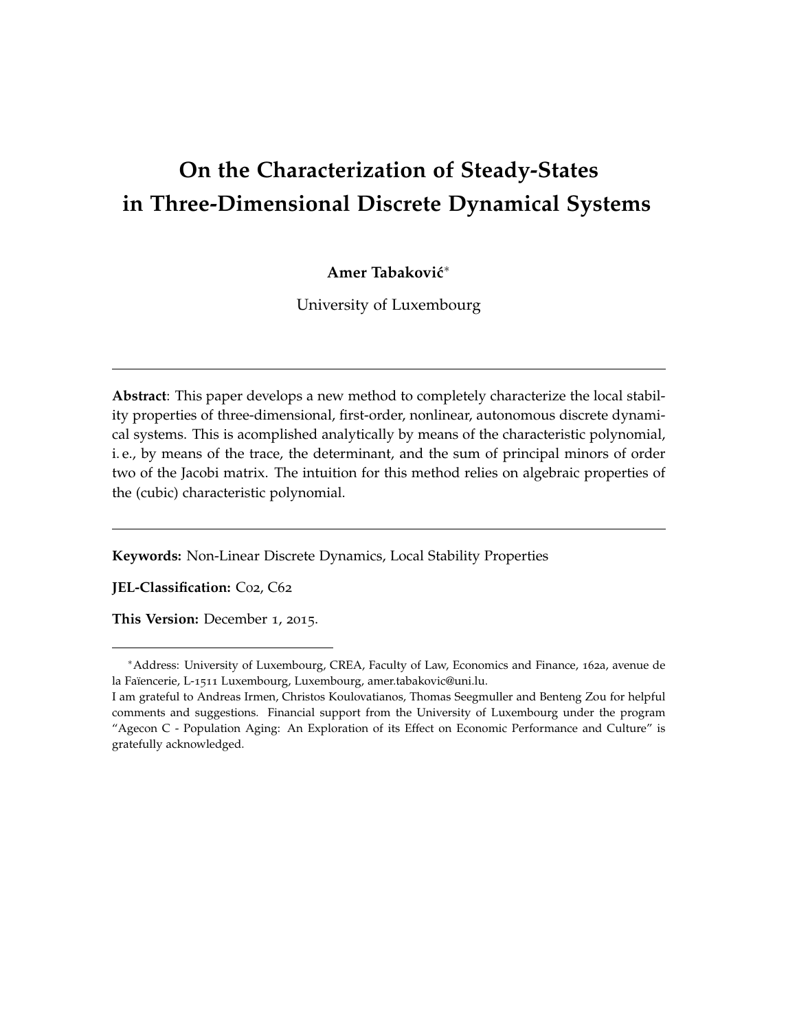# On the Characterization of Steady-States in Three-Dimensional Discrete Dynamical Systems

**Amer Tabaković**[*]

University of Luxembourg

---

**Abstract**: This paper develops a new method to completely characterize the local stability properties of three-dimensional, first-order, nonlinear, autonomous discrete dynamical systems. This is acomplished analytically by means of the characteristic polynomial, i. e., by means of the trace, the determinant, and the sum of principal minors of order two of the Jacobi matrix. The intuition for this method relies on algebraic properties of the (cubic) characteristic polynomial.

---

**Keywords:** Non-Linear Discrete Dynamics, Local Stability Properties

**JEL-Classification:** C02, C62

**This Version:** December 1, 2015.

---

[*]Address: University of Luxembourg, CREA, Faculty of Law, Economics and Finance, 162a, avenue de la Faïencerie, L-1511 Luxembourg, Luxembourg, amer.tabakovic@uni.lu.

I am grateful to Andreas Irmen, Christos Koulovatianos, Thomas Seegmuller and Benteng Zou for helpful comments and suggestions. Financial support from the University of Luxembourg under the program "Agecon C - Population Aging: An Exploration of its Effect on Economic Performance and Culture" is gratefully acknowledged.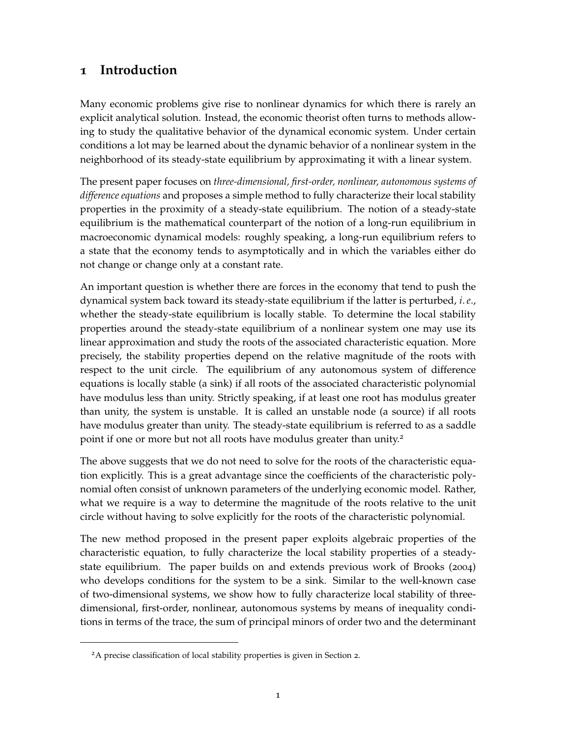# 1 Introduction

Many economic problems give rise to nonlinear dynamics for which there is rarely an explicit analytical solution. Instead, the economic theorist often turns to methods allowing to study the qualitative behavior of the dynamical economic system. Under certain conditions a lot may be learned about the dynamic behavior of a nonlinear system in the neighborhood of its steady-state equilibrium by approximating it with a linear system.

The present paper focuses on *three-dimensional, first-order, nonlinear, autonomous systems of difference equations* and proposes a simple method to fully characterize their local stability properties in the proximity of a steady-state equilibrium. The notion of a steady-state equilibrium is the mathematical counterpart of the notion of a long-run equilibrium in macroeconomic dynamical models: roughly speaking, a long-run equilibrium refers to a state that the economy tends to asymptotically and in which the variables either do not change or change only at a constant rate.

An important question is whether there are forces in the economy that tend to push the dynamical system back toward its steady-state equilibrium if the latter is perturbed, *i.e.*, whether the steady-state equilibrium is locally stable. To determine the local stability properties around the steady-state equilibrium of a nonlinear system one may use its linear approximation and study the roots of the associated characteristic equation. More precisely, the stability properties depend on the relative magnitude of the roots with respect to the unit circle. The equilibrium of any autonomous system of difference equations is locally stable (a sink) if all roots of the associated characteristic polynomial have modulus less than unity. Strictly speaking, if at least one root has modulus greater than unity, the system is unstable. It is called an unstable node (a source) if all roots have modulus greater than unity. The steady-state equilibrium is referred to as a saddle point if one or more but not all roots have modulus greater than unity.[2]

The above suggests that we do not need to solve for the roots of the characteristic equation explicitly. This is a great advantage since the coefficients of the characteristic polynomial often consist of unknown parameters of the underlying economic model. Rather, what we require is a way to determine the magnitude of the roots relative to the unit circle without having to solve explicitly for the roots of the characteristic polynomial.

The new method proposed in the present paper exploits algebraic properties of the characteristic equation, to fully characterize the local stability properties of a steady-state equilibrium. The paper builds on and extends previous work of Brooks (2004) who develops conditions for the system to be a sink. Similar to the well-known case of two-dimensional systems, we show how to fully characterize local stability of three-dimensional, first-order, nonlinear, autonomous systems by means of inequality conditions in terms of the trace, the sum of principal minors of order two and the determinant

[2] A precise classification of local stability properties is given in Section 2.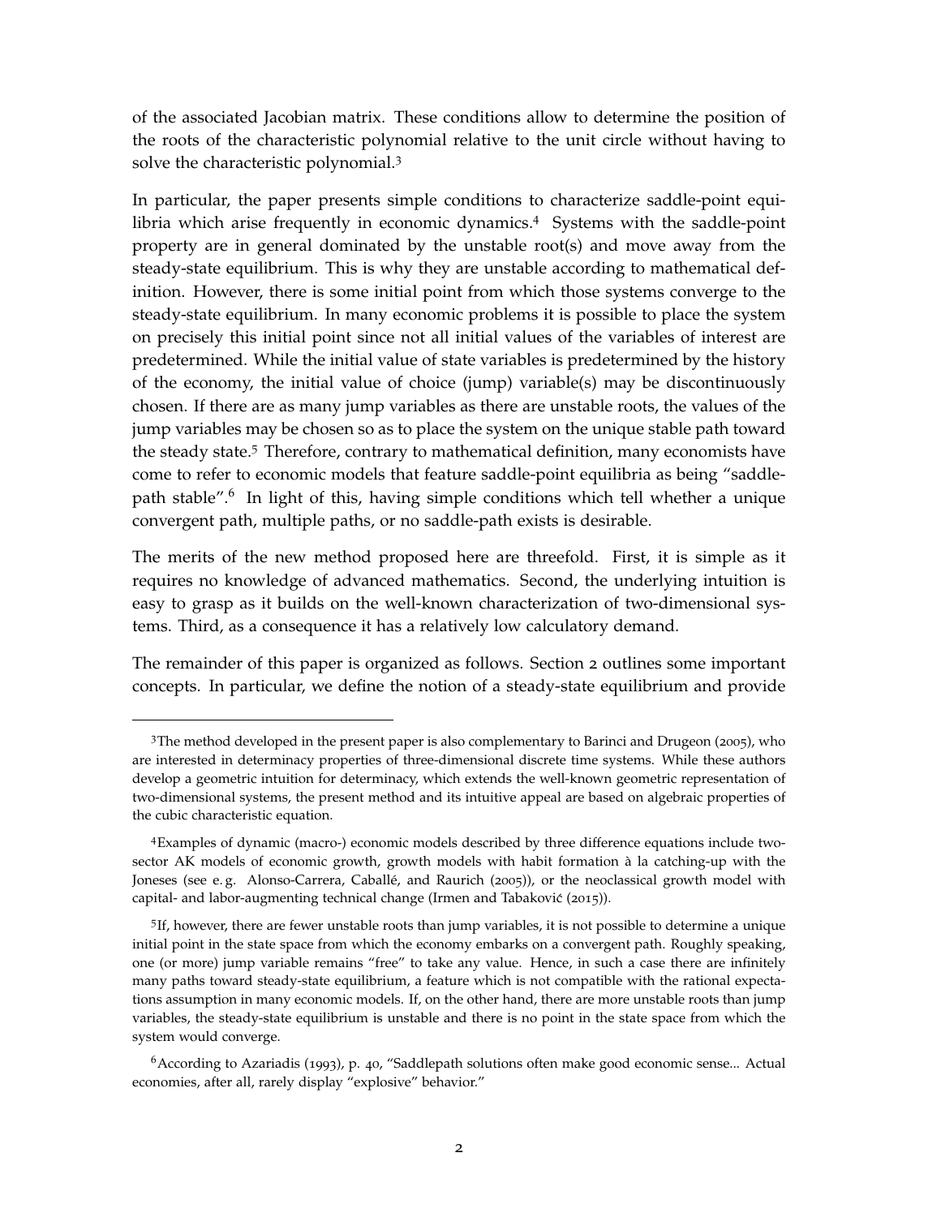of the associated Jacobian matrix. These conditions allow to determine the position of the roots of the characteristic polynomial relative to the unit circle without having to solve the characteristic polynomial.[3]

In particular, the paper presents simple conditions to characterize saddle-point equilibria which arise frequently in economic dynamics.[4] Systems with the saddle-point property are in general dominated by the unstable root(s) and move away from the steady-state equilibrium. This is why they are unstable according to mathematical definition. However, there is some initial point from which those systems converge to the steady-state equilibrium. In many economic problems it is possible to place the system on precisely this initial point since not all initial values of the variables of interest are predetermined. While the initial value of state variables is predetermined by the history of the economy, the initial value of choice (jump) variable(s) may be discontinuously chosen. If there are as many jump variables as there are unstable roots, the values of the jump variables may be chosen so as to place the system on the unique stable path toward the steady state.[5] Therefore, contrary to mathematical definition, many economists have come to refer to economic models that feature saddle-point equilibria as being "saddle-path stable".[6] In light of this, having simple conditions which tell whether a unique convergent path, multiple paths, or no saddle-path exists is desirable.

The merits of the new method proposed here are threefold. First, it is simple as it requires no knowledge of advanced mathematics. Second, the underlying intuition is easy to grasp as it builds on the well-known characterization of two-dimensional systems. Third, as a consequence it has a relatively low calculatory demand.

The remainder of this paper is organized as follows. Section 2 outlines some important concepts. In particular, we define the notion of a steady-state equilibrium and provide

---

[3] The method developed in the present paper is also complementary to Barinci and Drugeon (2005), who are interested in determinacy properties of three-dimensional discrete time systems. While these authors develop a geometric intuition for determinacy, which extends the well-known geometric representation of two-dimensional systems, the present method and its intuitive appeal are based on algebraic properties of the cubic characteristic equation.

[4] Examples of dynamic (macro-) economic models described by three difference equations include two-sector AK models of economic growth, growth models with habit formation à la catching-up with the Joneses (see e.g. Alonso-Carrera, Caballé, and Raurich (2005)), or the neoclassical growth model with capital- and labor-augmenting technical change (Irmen and Tabaković (2015)).

[5] If, however, there are fewer unstable roots than jump variables, it is not possible to determine a unique initial point in the state space from which the economy embarks on a convergent path. Roughly speaking, one (or more) jump variable remains "free" to take any value. Hence, in such a case there are infinitely many paths toward steady-state equilibrium, a feature which is not compatible with the rational expectations assumption in many economic models. If, on the other hand, there are more unstable roots than jump variables, the steady-state equilibrium is unstable and there is no point in the state space from which the system would converge.

[6] According to Azariadis (1993), p. 40, "Saddlepath solutions often make good economic sense... Actual economies, after all, rarely display "explosive" behavior."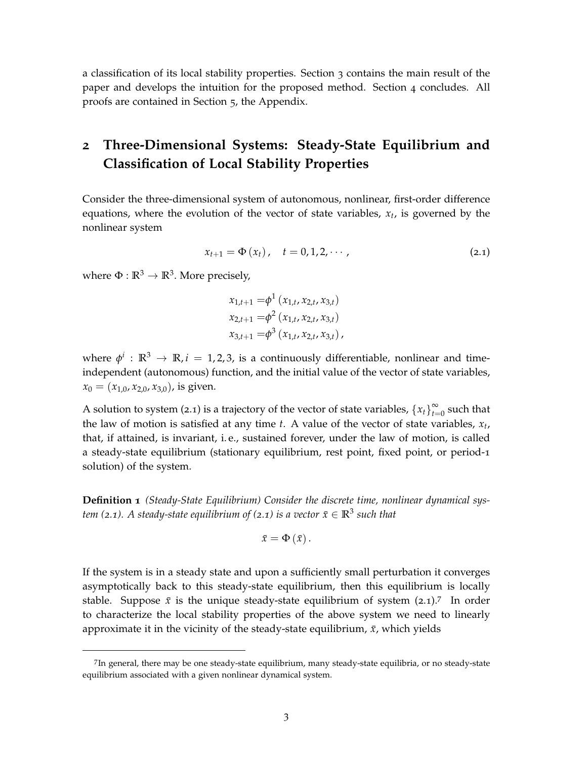a classification of its local stability properties. Section 3 contains the main result of the paper and develops the intuition for the proposed method. Section 4 concludes. All proofs are contained in Section 5, the Appendix.

## 2 Three-Dimensional Systems: Steady-State Equilibrium and Classification of Local Stability Properties

Consider the three-dimensional system of autonomous, nonlinear, first-order difference equations, where the evolution of the vector of state variables, $x_t$, is governed by the nonlinear system

$$x_{t+1} = \Phi(x_t), \quad t = 0, 1, 2, \cdots, \tag{2.1}$$

where $\Phi : \mathbb{R}^3 \to \mathbb{R}^3$. More precisely,

$$\begin{aligned}
x_{1,t+1} &= \phi^1(x_{1,t}, x_{2,t}, x_{3,t}) \\
x_{2,t+1} &= \phi^2(x_{1,t}, x_{2,t}, x_{3,t}) \\
x_{3,t+1} &= \phi^3(x_{1,t}, x_{2,t}, x_{3,t}),
\end{aligned}$$

where $\phi^i : \mathbb{R}^3 \to \mathbb{R}, i = 1, 2, 3$, is a continuously differentiable, nonlinear and time-independent (autonomous) function, and the initial value of the vector of state variables, $x_0 = (x_{1,0}, x_{2,0}, x_{3,0})$, is given.

A solution to system (2.1) is a trajectory of the vector of state variables, $\{x_t\}_{t=0}^{\infty}$ such that the law of motion is satisfied at any time $t$. A value of the vector of state variables, $x_t$, that, if attained, is invariant, i. e., sustained forever, under the law of motion, is called a steady-state equilibrium (stationary equilibrium, rest point, fixed point, or period-1 solution) of the system.

**Definition 1** *(Steady-State Equilibrium) Consider the discrete time, nonlinear dynamical system (2.1). A steady-state equilibrium of (2.1) is a vector $\bar{x} \in \mathbb{R}^3$ such that*

$$\bar{x} = \Phi(\bar{x}).$$

If the system is in a steady state and upon a sufficiently small perturbation it converges asymptotically back to this steady-state equilibrium, then this equilibrium is locally stable. Suppose $\bar{x}$ is the unique steady-state equilibrium of system (2.1).[7] In order to characterize the local stability properties of the above system we need to linearly approximate it in the vicinity of the steady-state equilibrium, $\bar{x}$, which yields

[7] In general, there may be one steady-state equilibrium, many steady-state equilibria, or no steady-state equilibrium associated with a given nonlinear dynamical system.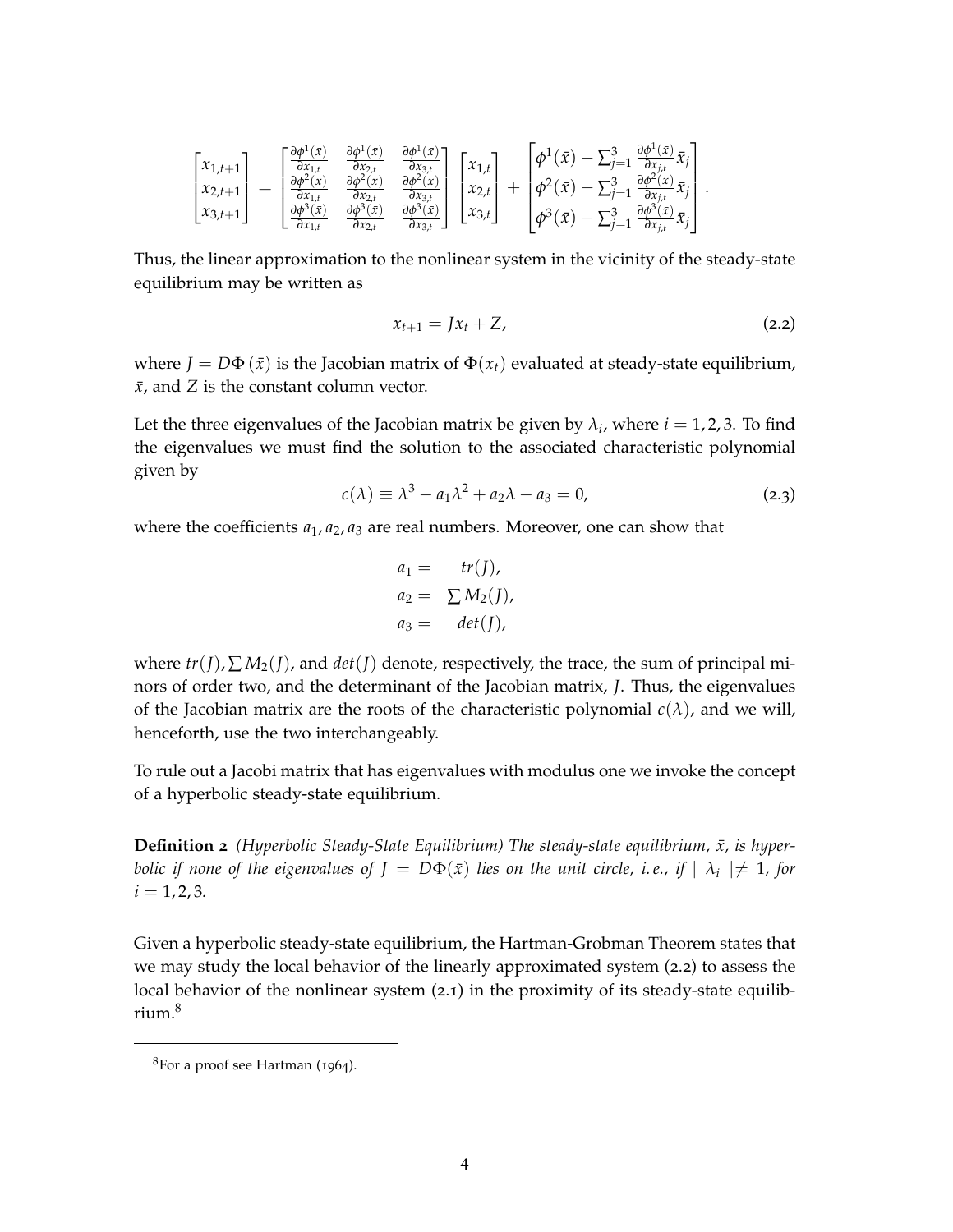$$
\begin{bmatrix} x_{1,t+1} \\ x_{2,t+1} \\ x_{3,t+1} \end{bmatrix} = \begin{bmatrix} \frac{\partial \phi^1(\bar{x})}{\partial x_{1,t}} & \frac{\partial \phi^1(\bar{x})}{\partial x_{2,t}} & \frac{\partial \phi^1(\bar{x})}{\partial x_{3,t}} \\ \frac{\partial \phi^2(\bar{x})}{\partial x_{1,t}} & \frac{\partial \phi^2(\bar{x})}{\partial x_{2,t}} & \frac{\partial \phi^2(\bar{x})}{\partial x_{3,t}} \\ \frac{\partial \phi^3(\bar{x})}{\partial x_{1,t}} & \frac{\partial \phi^3(\bar{x})}{\partial x_{2,t}} & \frac{\partial \phi^3(\bar{x})}{\partial x_{3,t}} \end{bmatrix} \begin{bmatrix} x_{1,t} \\ x_{2,t} \\ x_{3,t} \end{bmatrix} + \begin{bmatrix} \phi^1(\bar{x}) - \sum_{j=1}^{3} \frac{\partial \phi^1(\bar{x})}{\partial x_{j,t}} \bar{x}_j \\ \phi^2(\bar{x}) - \sum_{j=1}^{3} \frac{\partial \phi^2(\bar{x})}{\partial x_{j,t}} \bar{x}_j \\ \phi^3(\bar{x}) - \sum_{j=1}^{3} \frac{\partial \phi^3(\bar{x})}{\partial x_{j,t}} \bar{x}_j \end{bmatrix}.
$$

Thus, the linear approximation to the nonlinear system in the vicinity of the steady-state equilibrium may be written as

$$
x_{t+1} = Jx_t + Z, \tag{2.2}
$$

where $J = D\Phi(\bar{x})$ is the Jacobian matrix of $\Phi(x_t)$ evaluated at steady-state equilibrium, $\bar{x}$, and $Z$ is the constant column vector.

Let the three eigenvalues of the Jacobian matrix be given by $\lambda_i$, where $i = 1, 2, 3$. To find the eigenvalues we must find the solution to the associated characteristic polynomial given by

$$
c(\lambda) \equiv \lambda^3 - a_1\lambda^2 + a_2\lambda - a_3 = 0, \tag{2.3}
$$

where the coefficients $a_1, a_2, a_3$ are real numbers. Moreover, one can show that

$$
\begin{aligned}
a_1 &= \quad tr(J), \\
a_2 &= \sum M_2(J), \\
a_3 &= \quad det(J),
\end{aligned}
$$

where $tr(J), \sum M_2(J)$, and $det(J)$ denote, respectively, the trace, the sum of principal minors of order two, and the determinant of the Jacobian matrix, $J$. Thus, the eigenvalues of the Jacobian matrix are the roots of the characteristic polynomial $c(\lambda)$, and we will, henceforth, use the two interchangeably.

To rule out a Jacobi matrix that has eigenvalues with modulus one we invoke the concept of a hyperbolic steady-state equilibrium.

**Definition 2** *(Hyperbolic Steady-State Equilibrium) The steady-state equilibrium, $\bar{x}$, is hyperbolic if none of the eigenvalues of $J = D\Phi(\bar{x})$ lies on the unit circle, i.e., if $|\lambda_i| \neq 1$, for $i = 1, 2, 3$.*

Given a hyperbolic steady-state equilibrium, the Hartman-Grobman Theorem states that we may study the local behavior of the linearly approximated system (2.2) to assess the local behavior of the nonlinear system (2.1) in the proximity of its steady-state equilibrium.[8]

[8] For a proof see Hartman (1964).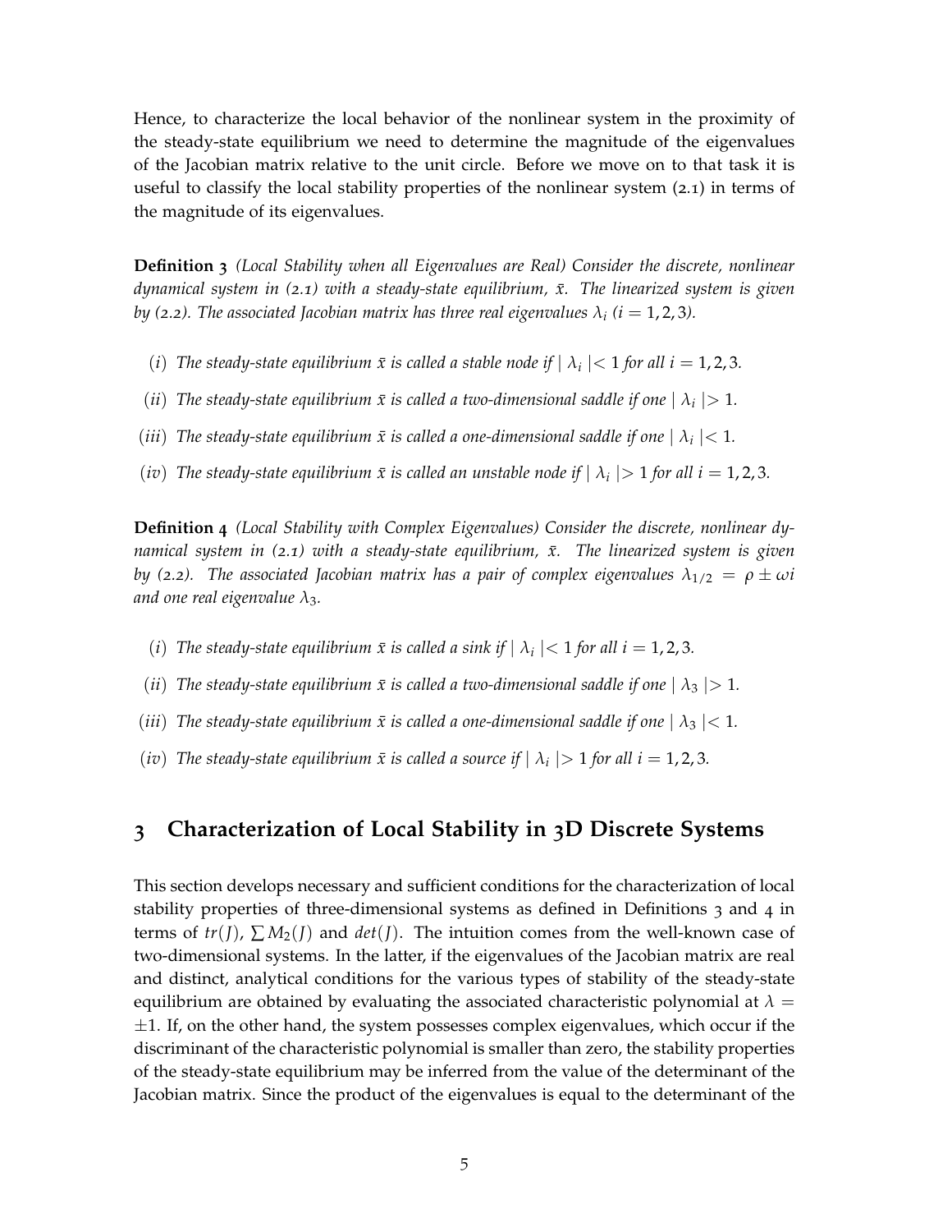Hence, to characterize the local behavior of the nonlinear system in the proximity of the steady-state equilibrium we need to determine the magnitude of the eigenvalues of the Jacobian matrix relative to the unit circle. Before we move on to that task it is useful to classify the local stability properties of the nonlinear system (2.1) in terms of the magnitude of its eigenvalues.

**Definition 3** *(Local Stability when all Eigenvalues are Real) Consider the discrete, nonlinear dynamical system in (2.1) with a steady-state equilibrium, $\bar{x}$. The linearized system is given by (2.2). The associated Jacobian matrix has three real eigenvalues $\lambda_i$ ($i = 1, 2, 3$).*

($i$) *The steady-state equilibrium $\bar{x}$ is called a stable node if $|\lambda_i| < 1$ for all $i = 1, 2, 3$.*

($ii$) *The steady-state equilibrium $\bar{x}$ is called a two-dimensional saddle if one $|\lambda_i| > 1$.*

($iii$) *The steady-state equilibrium $\bar{x}$ is called a one-dimensional saddle if one $|\lambda_i| < 1$.*

($iv$) *The steady-state equilibrium $\bar{x}$ is called an unstable node if $|\lambda_i| > 1$ for all $i = 1, 2, 3$.*

**Definition 4** *(Local Stability with Complex Eigenvalues) Consider the discrete, nonlinear dynamical system in (2.1) with a steady-state equilibrium, $\bar{x}$. The linearized system is given by (2.2). The associated Jacobian matrix has a pair of complex eigenvalues $\lambda_{1/2} = \rho \pm \omega i$ and one real eigenvalue $\lambda_3$.*

($i$) *The steady-state equilibrium $\bar{x}$ is called a sink if $|\lambda_i| < 1$ for all $i = 1, 2, 3$.*

($ii$) *The steady-state equilibrium $\bar{x}$ is called a two-dimensional saddle if one $|\lambda_3| > 1$.*

($iii$) *The steady-state equilibrium $\bar{x}$ is called a one-dimensional saddle if one $|\lambda_3| < 1$.*

($iv$) *The steady-state equilibrium $\bar{x}$ is called a source if $|\lambda_i| > 1$ for all $i = 1, 2, 3$.*

## 3 Characterization of Local Stability in 3D Discrete Systems

This section develops necessary and sufficient conditions for the characterization of local stability properties of three-dimensional systems as defined in Definitions 3 and 4 in terms of $tr(J)$, $\sum M_2(J)$ and $det(J)$. The intuition comes from the well-known case of two-dimensional systems. In the latter, if the eigenvalues of the Jacobian matrix are real and distinct, analytical conditions for the various types of stability of the steady-state equilibrium are obtained by evaluating the associated characteristic polynomial at $\lambda = \pm 1$. If, on the other hand, the system possesses complex eigenvalues, which occur if the discriminant of the characteristic polynomial is smaller than zero, the stability properties of the steady-state equilibrium may be inferred from the value of the determinant of the Jacobian matrix. Since the product of the eigenvalues is equal to the determinant of the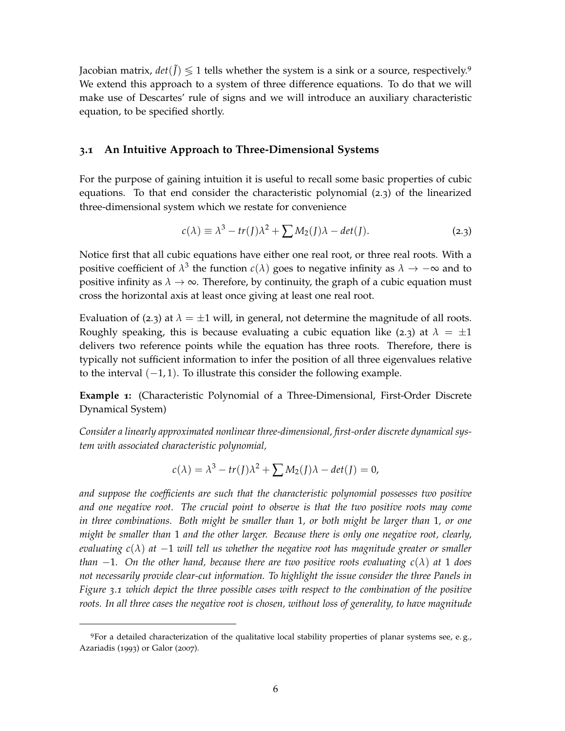Jacobian matrix, $det(\tilde{J}) \lessgtr 1$ tells whether the system is a sink or a source, respectively.[9] We extend this approach to a system of three difference equations. To do that we will make use of Descartes' rule of signs and we will introduce an auxiliary characteristic equation, to be specified shortly.

## 3.1 An Intuitive Approach to Three-Dimensional Systems

For the purpose of gaining intuition it is useful to recall some basic properties of cubic equations. To that end consider the characteristic polynomial (2.3) of the linearized three-dimensional system which we restate for convenience

$$c(\lambda) \equiv \lambda^3 - tr(J)\lambda^2 + \sum M_2(J)\lambda - det(J). \tag{2.3}$$

Notice first that all cubic equations have either one real root, or three real roots. With a positive coefficient of $\lambda^3$ the function $c(\lambda)$ goes to negative infinity as $\lambda \to -\infty$ and to positive infinity as $\lambda \to \infty$. Therefore, by continuity, the graph of a cubic equation must cross the horizontal axis at least once giving at least one real root.

Evaluation of (2.3) at $\lambda = \pm 1$ will, in general, not determine the magnitude of all roots. Roughly speaking, this is because evaluating a cubic equation like (2.3) at $\lambda = \pm 1$ delivers two reference points while the equation has three roots. Therefore, there is typically not sufficient information to infer the position of all three eigenvalues relative to the interval $(-1, 1)$. To illustrate this consider the following example.

**Example 1:** (Characteristic Polynomial of a Three-Dimensional, First-Order Discrete Dynamical System)

*Consider a linearly approximated nonlinear three-dimensional, first-order discrete dynamical system with associated characteristic polynomial,*

$$c(\lambda) = \lambda^3 - tr(J)\lambda^2 + \sum M_2(J)\lambda - det(J) = 0,$$

*and suppose the coefficients are such that the characteristic polynomial possesses two positive and one negative root. The crucial point to observe is that the two positive roots may come in three combinations. Both might be smaller than* 1*, or both might be larger than* 1*, or one might be smaller than* 1 *and the other larger. Because there is only one negative root, clearly, evaluating* $c(\lambda)$ *at* $-1$ *will tell us whether the negative root has magnitude greater or smaller than* $-1$*. On the other hand, because there are two positive roots evaluating* $c(\lambda)$ *at* 1 *does not necessarily provide clear-cut information. To highlight the issue consider the three Panels in Figure 3.1 which depict the three possible cases with respect to the combination of the positive roots. In all three cases the negative root is chosen, without loss of generality, to have magnitude*

---

[9] For a detailed characterization of the qualitative local stability properties of planar systems see, e. g., Azariadis (1993) or Galor (2007).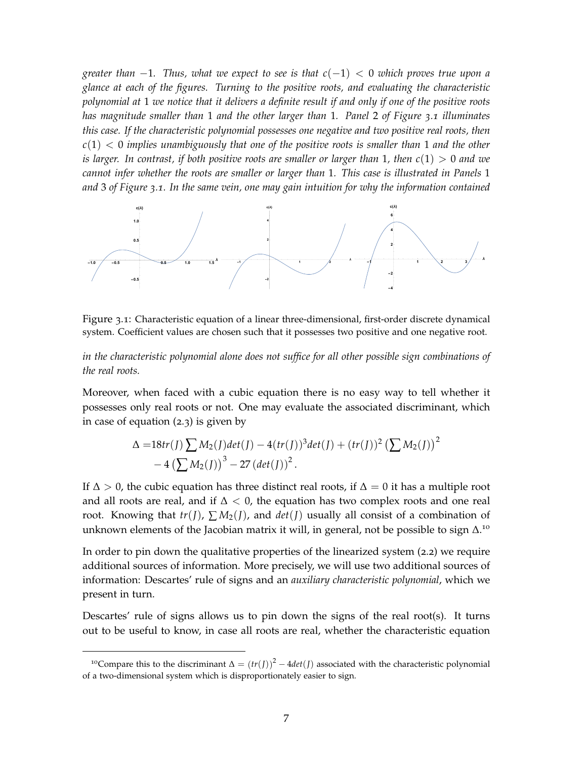*greater than $-1$. Thus, what we expect to see is that $c(-1) < 0$ which proves true upon a glance at each of the figures. Turning to the positive roots, and evaluating the characteristic polynomial at 1 we notice that it delivers a definite result if and only if one of the positive roots has magnitude smaller than 1 and the other larger than 1. Panel 2 of Figure 3.1 illuminates this case. If the characteristic polynomial possesses one negative and two positive real roots, then $c(1) < 0$ implies unambiguously that one of the positive roots is smaller than 1 and the other is larger. In contrast, if both positive roots are smaller or larger than 1, then $c(1) > 0$ and we cannot infer whether the roots are smaller or larger than 1. This case is illustrated in Panels 1 and 3 of Figure 3.1. In the same vein, one may gain intuition for why the information contained in the characteristic polynomial alone does not suffice for all other possible sign combinations of the real roots.*

Figure 3.1: Characteristic equation of a linear three-dimensional, first-order discrete dynamical system. Coefficient values are chosen such that it possesses two positive and one negative root.

Moreover, when faced with a cubic equation there is no easy way to tell whether it possesses only real roots or not. One may evaluate the associated discriminant, which in case of equation (2.3) is given by

$$
\begin{aligned}
\Delta =& 18tr(J)\sum M_2(J)det(J) - 4(tr(J))^3det(J) + (tr(J))^2\left(\sum M_2(J)\right)^2 \\
&- 4\left(\sum M_2(J)\right)^3 - 27\left(det(J)\right)^2.
\end{aligned}
$$

If $\Delta > 0$, the cubic equation has three distinct real roots, if $\Delta = 0$ it has a multiple root and all roots are real, and if $\Delta < 0$, the equation has two complex roots and one real root. Knowing that $tr(J)$, $\sum M_2(J)$, and $det(J)$ usually all consist of a combination of unknown elements of the Jacobian matrix it will, in general, not be possible to sign $\Delta$.[10]

In order to pin down the qualitative properties of the linearized system (2.2) we require additional sources of information. More precisely, we will use two additional sources of information: Descartes' rule of signs and an *auxiliary characteristic polynomial*, which we present in turn.

Descartes' rule of signs allows us to pin down the signs of the real root(s). It turns out to be useful to know, in case all roots are real, whether the characteristic equation

[10] Compare this to the discriminant $\Delta = (tr(J))^2 - 4det(J)$ associated with the characteristic polynomial of a two-dimensional system which is disproportionately easier to sign.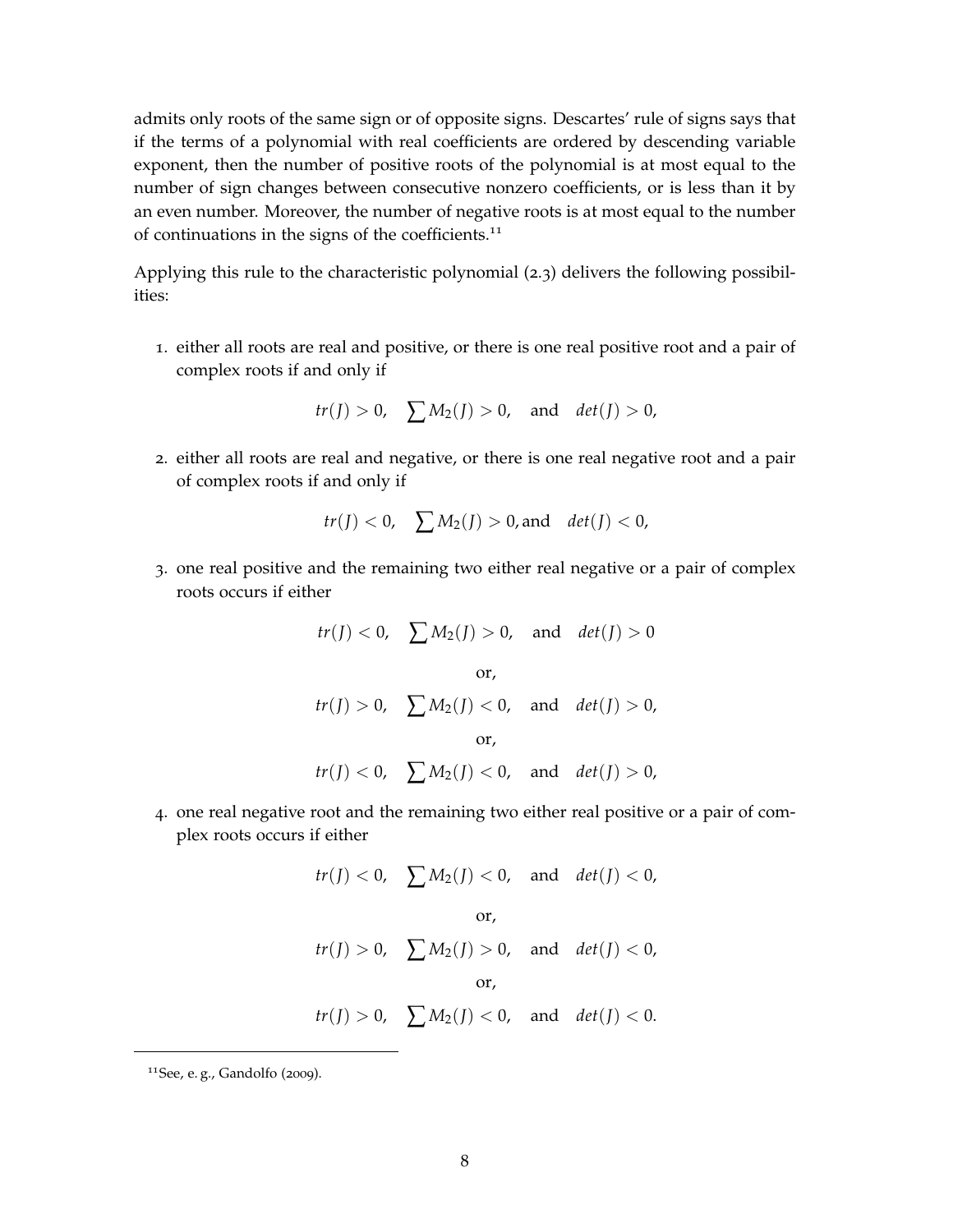admits only roots of the same sign or of opposite signs. Descartes' rule of signs says that if the terms of a polynomial with real coefficients are ordered by descending variable exponent, then the number of positive roots of the polynomial is at most equal to the number of sign changes between consecutive nonzero coefficients, or is less than it by an even number. Moreover, the number of negative roots is at most equal to the number of continuations in the signs of the coefficients.[11]

Applying this rule to the characteristic polynomial (2.3) delivers the following possibilities:

1. either all roots are real and positive, or there is one real positive root and a pair of complex roots if and only if

$$tr(J) > 0, \quad \sum M_2(J) > 0, \quad \text{and} \quad det(J) > 0,$$

2. either all roots are real and negative, or there is one real negative root and a pair of complex roots if and only if

$$tr(J) < 0, \quad \sum M_2(J) > 0, \text{and} \quad det(J) < 0,$$

3. one real positive and the remaining two either real negative or a pair of complex roots occurs if either

$$tr(J) < 0, \quad \sum M_2(J) > 0, \quad \text{and} \quad det(J) > 0$$

$$\text{or,}$$

$$tr(J) > 0, \quad \sum M_2(J) < 0, \quad \text{and} \quad det(J) > 0,$$

$$\text{or,}$$

$$tr(J) < 0, \quad \sum M_2(J) < 0, \quad \text{and} \quad det(J) > 0,$$

4. one real negative root and the remaining two either real positive or a pair of complex roots occurs if either

$$tr(J) < 0, \quad \sum M_2(J) < 0, \quad \text{and} \quad det(J) < 0,$$

$$\text{or,}$$

$$tr(J) > 0, \quad \sum M_2(J) > 0, \quad \text{and} \quad det(J) < 0,$$

$$\text{or,}$$

$$tr(J) > 0, \quad \sum M_2(J) < 0, \quad \text{and} \quad det(J) < 0.$$

[11] See, e. g., Gandolfo (2009).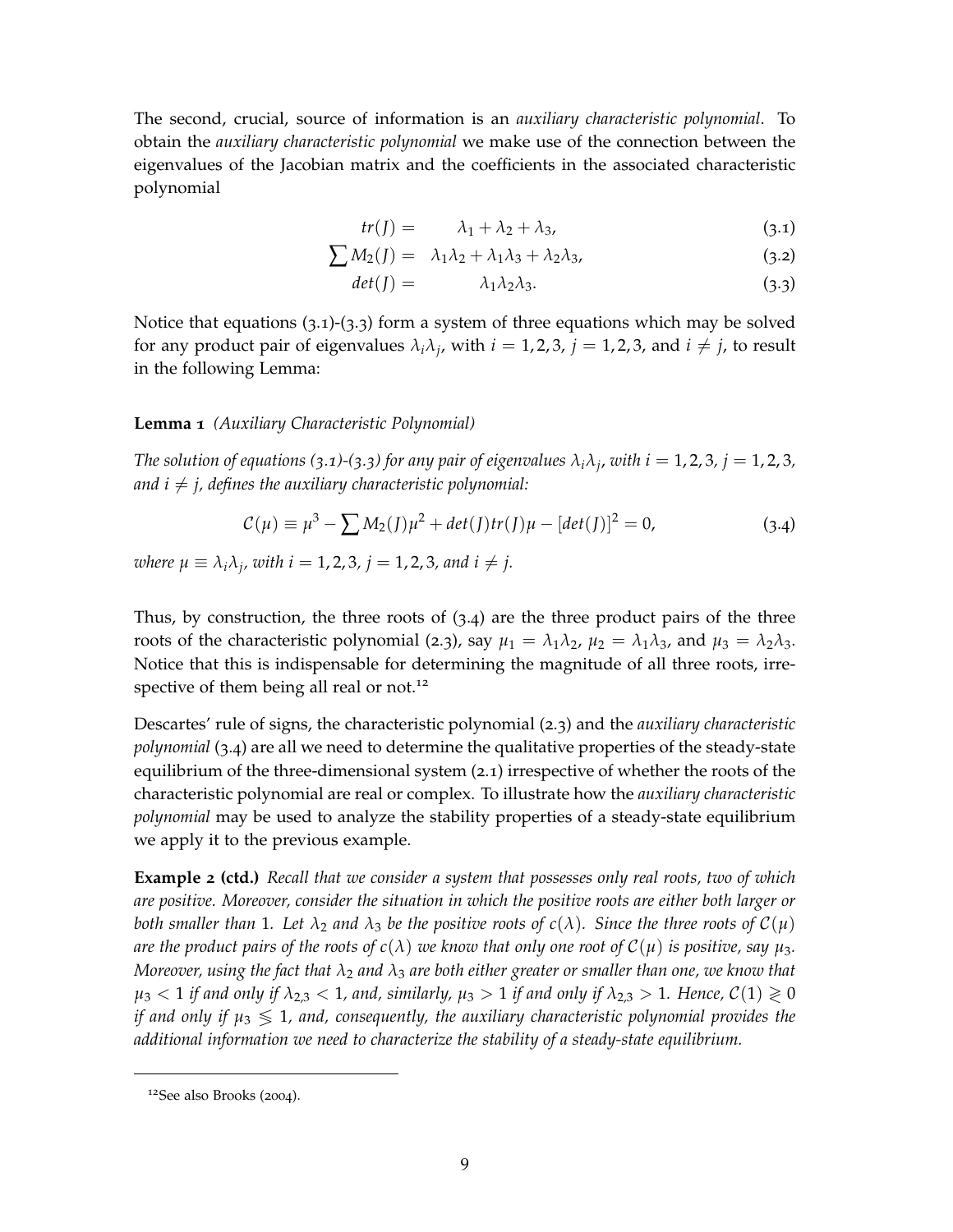The second, crucial, source of information is an *auxiliary characteristic polynomial*. To obtain the *auxiliary characteristic polynomial* we make use of the connection between the eigenvalues of the Jacobian matrix and the coefficients in the associated characteristic polynomial

$$tr(J) = \lambda_1 + \lambda_2 + \lambda_3, \tag{3.1}$$

$$\sum M_2(J) = \lambda_1\lambda_2 + \lambda_1\lambda_3 + \lambda_2\lambda_3, \tag{3.2}$$

$$det(J) = \lambda_1\lambda_2\lambda_3. \tag{3.3}$$

Notice that equations (3.1)-(3.3) form a system of three equations which may be solved for any product pair of eigenvalues $\lambda_i\lambda_j$, with $i = 1,2,3$, $j = 1,2,3$, and $i \neq j$, to result in the following Lemma:

**Lemma 1** *(Auxiliary Characteristic Polynomial)*

*The solution of equations (3.1)-(3.3) for any pair of eigenvalues $\lambda_i\lambda_j$, with $i = 1,2,3$, $j = 1,2,3$, and $i \neq j$, defines the auxiliary characteristic polynomial:*

$$\mathcal{C}(\mu) \equiv \mu^3 - \sum M_2(J)\mu^2 + det(J)tr(J)\mu - [det(J)]^2 = 0, \tag{3.4}$$

*where $\mu \equiv \lambda_i\lambda_j$, with $i = 1,2,3$, $j = 1,2,3$, and $i \neq j$.*

Thus, by construction, the three roots of (3.4) are the three product pairs of the three roots of the characteristic polynomial (2.3), say $\mu_1 = \lambda_1\lambda_2$, $\mu_2 = \lambda_1\lambda_3$, and $\mu_3 = \lambda_2\lambda_3$. Notice that this is indispensable for determining the magnitude of all three roots, irrespective of them being all real or not.[12]

Descartes' rule of signs, the characteristic polynomial (2.3) and the *auxiliary characteristic polynomial* (3.4) are all we need to determine the qualitative properties of the steady-state equilibrium of the three-dimensional system (2.1) irrespective of whether the roots of the characteristic polynomial are real or complex. To illustrate how the *auxiliary characteristic polynomial* may be used to analyze the stability properties of a steady-state equilibrium we apply it to the previous example.

**Example 2 (ctd.)** *Recall that we consider a system that possesses only real roots, two of which are positive. Moreover, consider the situation in which the positive roots are either both larger or both smaller than 1. Let $\lambda_2$ and $\lambda_3$ be the positive roots of $c(\lambda)$. Since the three roots of $\mathcal{C}(\mu)$ are the product pairs of the roots of $c(\lambda)$ we know that only one root of $\mathcal{C}(\mu)$ is positive, say $\mu_3$. Moreover, using the fact that $\lambda_2$ and $\lambda_3$ are both either greater or smaller than one, we know that $\mu_3 < 1$ if and only if $\lambda_{2,3} < 1$, and, similarly, $\mu_3 > 1$ if and only if $\lambda_{2,3} > 1$. Hence, $\mathcal{C}(1) \gtrless 0$ if and only if $\mu_3 \lessgtr 1$, and, consequently, the auxiliary characteristic polynomial provides the additional information we need to characterize the stability of a steady-state equilibrium.*

[12] See also Brooks (2004).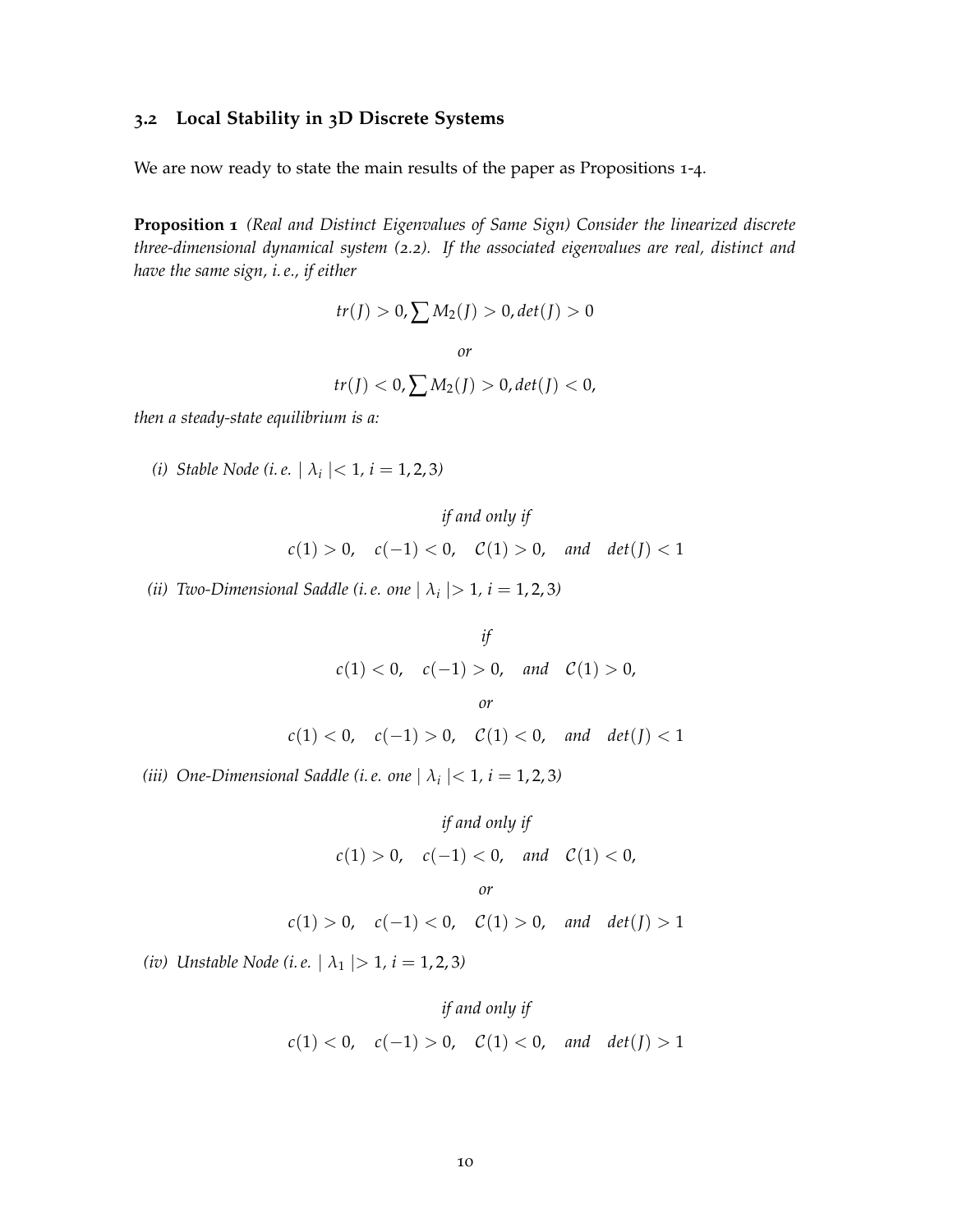### 3.2 Local Stability in 3D Discrete Systems

We are now ready to state the main results of the paper as Propositions 1-4.

**Proposition 1** *(Real and Distinct Eigenvalues of Same Sign) Consider the linearized discrete three-dimensional dynamical system (2.2). If the associated eigenvalues are real, distinct and have the same sign, i.e., if either*

$$tr(J) > 0, \sum M_2(J) > 0, det(J) > 0$$

*or*

$$tr(J) < 0, \sum M_2(J) > 0, det(J) < 0,$$

*then a steady-state equilibrium is a:*

*(i) Stable Node (i.e. $|\lambda_i| < 1$, $i = 1, 2, 3$)*

*if and only if*

$$c(1) > 0, \quad c(-1) < 0, \quad \mathcal{C}(1) > 0, \quad and \quad det(J) < 1$$

*(ii) Two-Dimensional Saddle (i.e. one $|\lambda_i| > 1$, $i = 1, 2, 3$)*

*if*

$$c(1) < 0, \quad c(-1) > 0, \quad and \quad \mathcal{C}(1) > 0,$$

*or*

$$c(1) < 0, \quad c(-1) > 0, \quad \mathcal{C}(1) < 0, \quad and \quad det(J) < 1$$

*(iii) One-Dimensional Saddle (i.e. one $|\lambda_i| < 1$, $i = 1, 2, 3$)*

*if and only if*

$$c(1) > 0, \quad c(-1) < 0, \quad and \quad \mathcal{C}(1) < 0,$$

*or*

$$c(1) > 0, \quad c(-1) < 0, \quad \mathcal{C}(1) > 0, \quad and \quad det(J) > 1$$

*(iv) Unstable Node (i.e. $|\lambda_1| > 1$, $i = 1, 2, 3$)*

*if and only if*

$$c(1) < 0, \quad c(-1) > 0, \quad \mathcal{C}(1) < 0, \quad and \quad det(J) > 1$$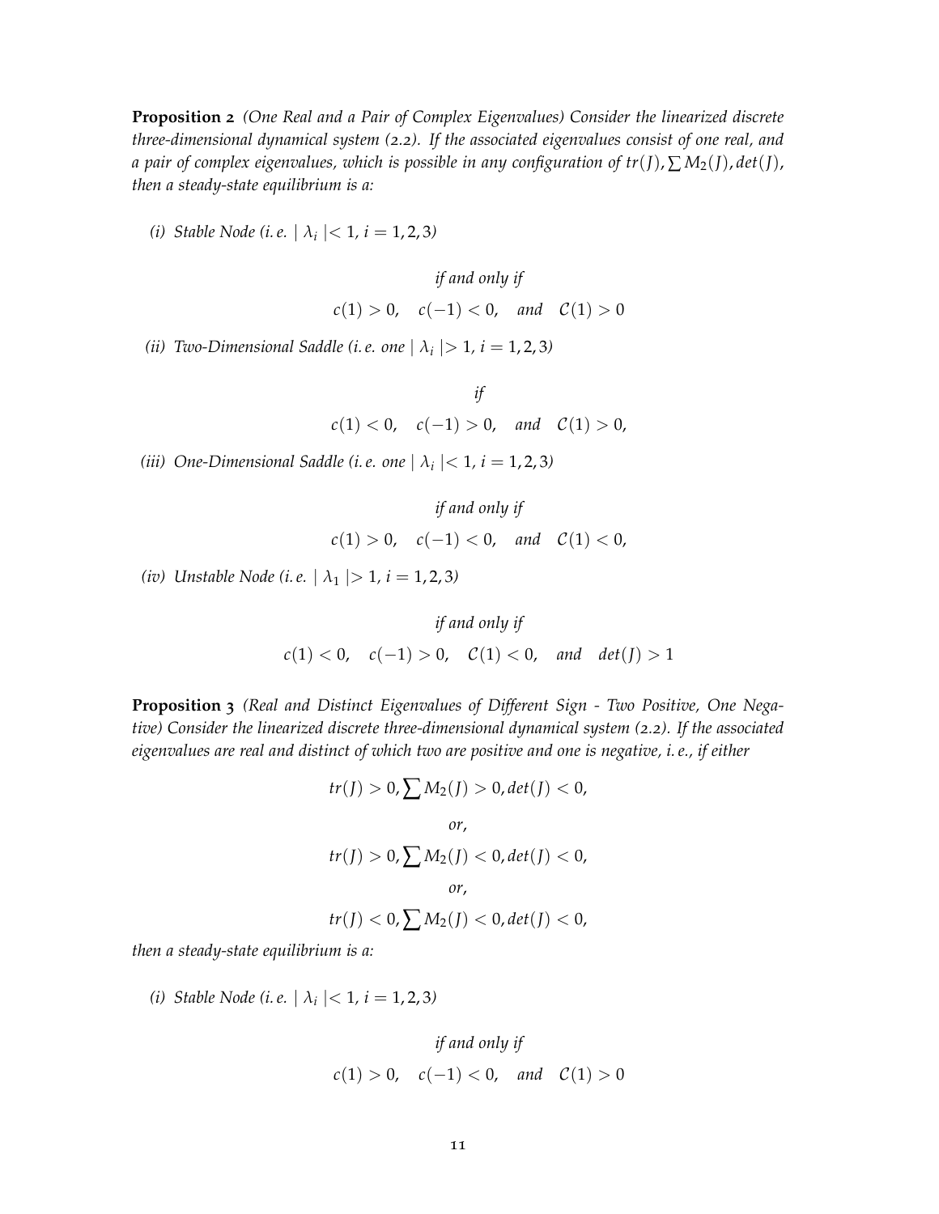**Proposition 2** *(One Real and a Pair of Complex Eigenvalues) Consider the linearized discrete three-dimensional dynamical system (2.2). If the associated eigenvalues consist of one real, and a pair of complex eigenvalues, which is possible in any configuration of $tr(J), \sum M_2(J), det(J)$, then a steady-state equilibrium is a:*

*(i) Stable Node (i. e. $\mid \lambda_i \mid < 1$, $i = 1, 2, 3$)*

$$\textit{if and only if}$$

$$c(1) > 0, \quad c(-1) < 0, \quad \textit{and} \quad \mathcal{C}(1) > 0$$

*(ii) Two-Dimensional Saddle (i. e. one $\mid \lambda_i \mid > 1$, $i = 1, 2, 3$)*

$$\textit{if}$$

$$c(1) < 0, \quad c(-1) > 0, \quad \textit{and} \quad \mathcal{C}(1) > 0,$$

*(iii) One-Dimensional Saddle (i. e. one $\mid \lambda_i \mid < 1$, $i = 1, 2, 3$)*

$$\textit{if and only if}$$

$$c(1) > 0, \quad c(-1) < 0, \quad \textit{and} \quad \mathcal{C}(1) < 0,$$

*(iv) Unstable Node (i. e. $\mid \lambda_1 \mid > 1$, $i = 1, 2, 3$)*

$$\textit{if and only if}$$

$$c(1) < 0, \quad c(-1) > 0, \quad \mathcal{C}(1) < 0, \quad \textit{and} \quad det(J) > 1$$

**Proposition 3** *(Real and Distinct Eigenvalues of Different Sign - Two Positive, One Negative) Consider the linearized discrete three-dimensional dynamical system (2.2). If the associated eigenvalues are real and distinct of which two are positive and one is negative, i. e., if either*

$$tr(J) > 0, \sum M_2(J) > 0, det(J) < 0,$$

$$\textit{or,}$$

$$tr(J) > 0, \sum M_2(J) < 0, det(J) < 0,$$

$$\textit{or,}$$

$$tr(J) < 0, \sum M_2(J) < 0, det(J) < 0,$$

*then a steady-state equilibrium is a:*

*(i) Stable Node (i. e. $\mid \lambda_i \mid < 1$, $i = 1, 2, 3$)*

$$\textit{if and only if}$$

$$c(1) > 0, \quad c(-1) < 0, \quad \textit{and} \quad \mathcal{C}(1) > 0$$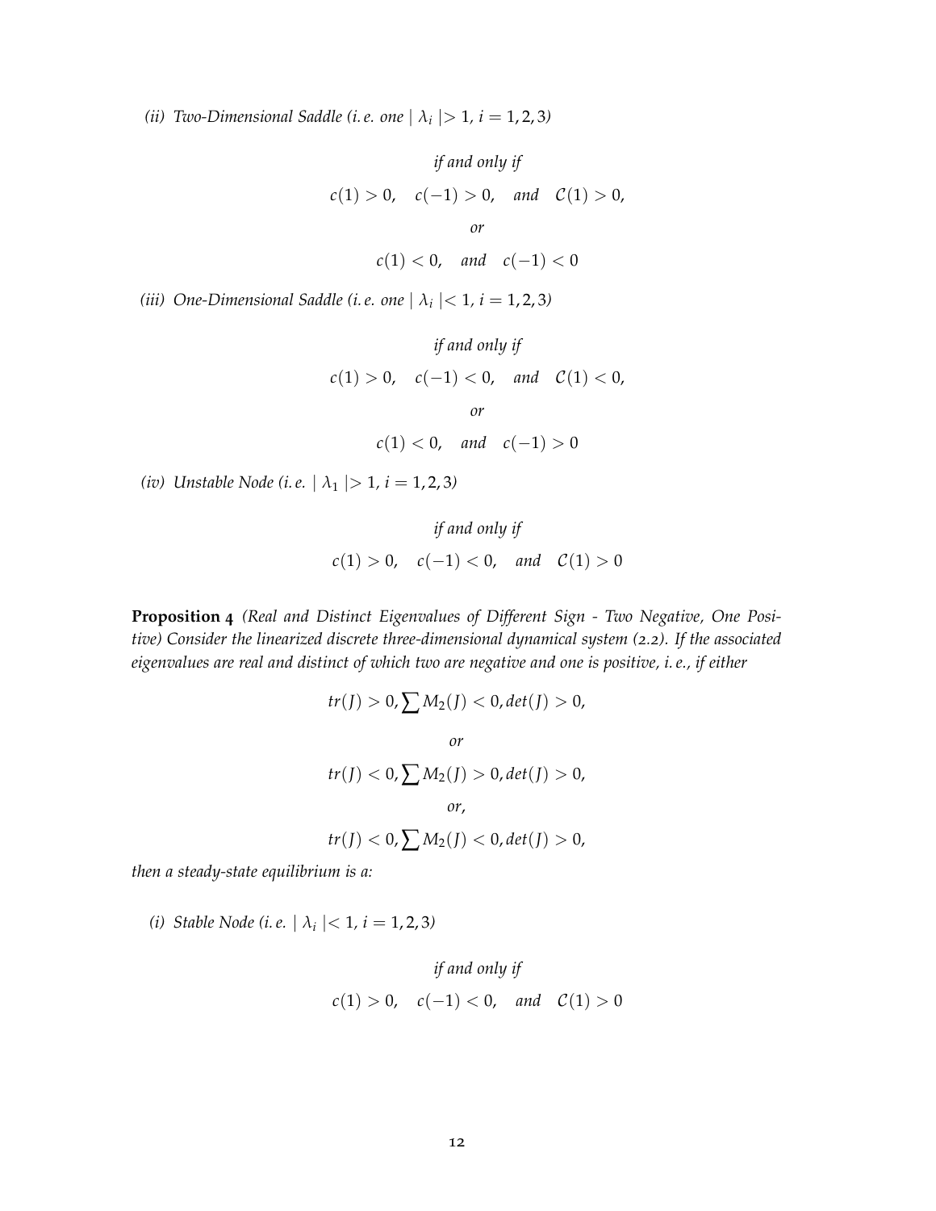*(ii) Two-Dimensional Saddle (i.e. one $|\lambda_i| > 1$, $i = 1, 2, 3$)*

$$\textit{if and only if}$$

$$c(1) > 0, \quad c(-1) > 0, \quad \textit{and} \quad \mathcal{C}(1) > 0,$$

$$\textit{or}$$

$$c(1) < 0, \quad \textit{and} \quad c(-1) < 0$$

*(iii) One-Dimensional Saddle (i.e. one $|\lambda_i| < 1$, $i = 1, 2, 3$)*

$$\textit{if and only if}$$

$$c(1) > 0, \quad c(-1) < 0, \quad \textit{and} \quad \mathcal{C}(1) < 0,$$

$$\textit{or}$$

$$c(1) < 0, \quad \textit{and} \quad c(-1) > 0$$

*(iv) Unstable Node (i.e. $|\lambda_1| > 1$, $i = 1, 2, 3$)*

$$\textit{if and only if}$$

$$c(1) > 0, \quad c(-1) < 0, \quad \textit{and} \quad \mathcal{C}(1) > 0$$

**Proposition 4** *(Real and Distinct Eigenvalues of Different Sign - Two Negative, One Positive) Consider the linearized discrete three-dimensional dynamical system (2.2). If the associated eigenvalues are real and distinct of which two are negative and one is positive, i.e., if either*

$$tr(J) > 0, \sum M_2(J) < 0, det(J) > 0,$$

$$\textit{or}$$

$$tr(J) < 0, \sum M_2(J) > 0, det(J) > 0,$$

$$\textit{or,}$$

$$tr(J) < 0, \sum M_2(J) < 0, det(J) > 0,$$

*then a steady-state equilibrium is a:*

*(i) Stable Node (i.e. $|\lambda_i| < 1$, $i = 1, 2, 3$)*

$$\textit{if and only if}$$

$$c(1) > 0, \quad c(-1) < 0, \quad \textit{and} \quad \mathcal{C}(1) > 0$$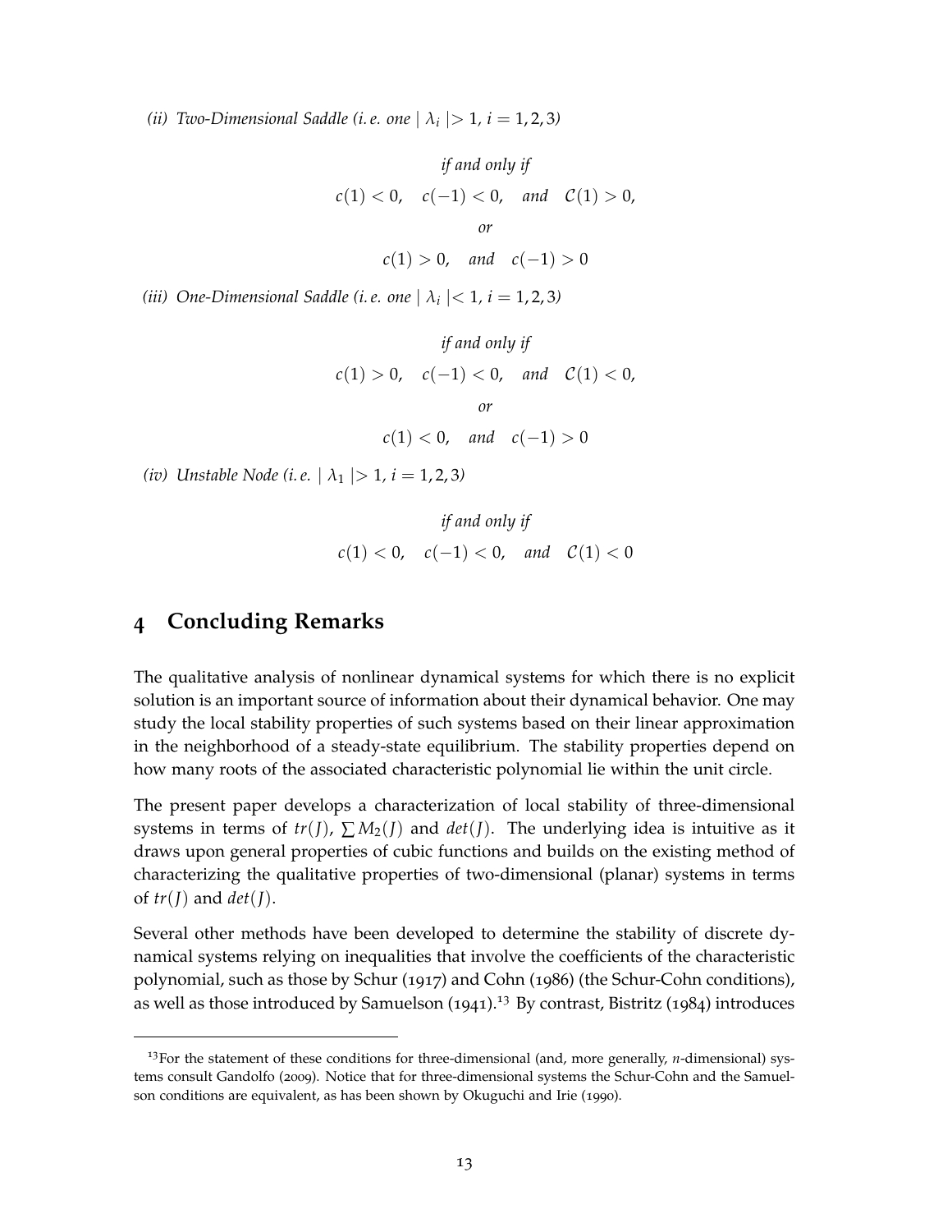*(ii) Two-Dimensional Saddle (i.e. one $|\lambda_i| > 1$, $i = 1, 2, 3$)*

$$\textit{if and only if}$$
$$c(1) < 0, \quad c(-1) < 0, \quad \textit{and} \quad \mathcal{C}(1) > 0,$$
$$\textit{or}$$
$$c(1) > 0, \quad \textit{and} \quad c(-1) > 0$$

*(iii) One-Dimensional Saddle (i.e. one $|\lambda_i| < 1$, $i = 1, 2, 3$)*

$$\textit{if and only if}$$
$$c(1) > 0, \quad c(-1) < 0, \quad \textit{and} \quad \mathcal{C}(1) < 0,$$
$$\textit{or}$$
$$c(1) < 0, \quad \textit{and} \quad c(-1) > 0$$

*(iv) Unstable Node (i.e. $|\lambda_1| > 1$, $i = 1, 2, 3$)*

$$\textit{if and only if}$$
$$c(1) < 0, \quad c(-1) < 0, \quad \textit{and} \quad \mathcal{C}(1) < 0$$

## 4 Concluding Remarks

The qualitative analysis of nonlinear dynamical systems for which there is no explicit solution is an important source of information about their dynamical behavior. One may study the local stability properties of such systems based on their linear approximation in the neighborhood of a steady-state equilibrium. The stability properties depend on how many roots of the associated characteristic polynomial lie within the unit circle.

The present paper develops a characterization of local stability of three-dimensional systems in terms of $tr(J)$, $\sum M_2(J)$ and $det(J)$. The underlying idea is intuitive as it draws upon general properties of cubic functions and builds on the existing method of characterizing the qualitative properties of two-dimensional (planar) systems in terms of $tr(J)$ and $det(J)$.

Several other methods have been developed to determine the stability of discrete dynamical systems relying on inequalities that involve the coefficients of the characteristic polynomial, such as those by Schur (1917) and Cohn (1986) (the Schur-Cohn conditions), as well as those introduced by Samuelson (1941).[13] By contrast, Bistritz (1984) introduces

[13] For the statement of these conditions for three-dimensional (and, more generally, $n$-dimensional) systems consult Gandolfo (2009). Notice that for three-dimensional systems the Schur-Cohn and the Samuelson conditions are equivalent, as has been shown by Okuguchi and Irie (1990).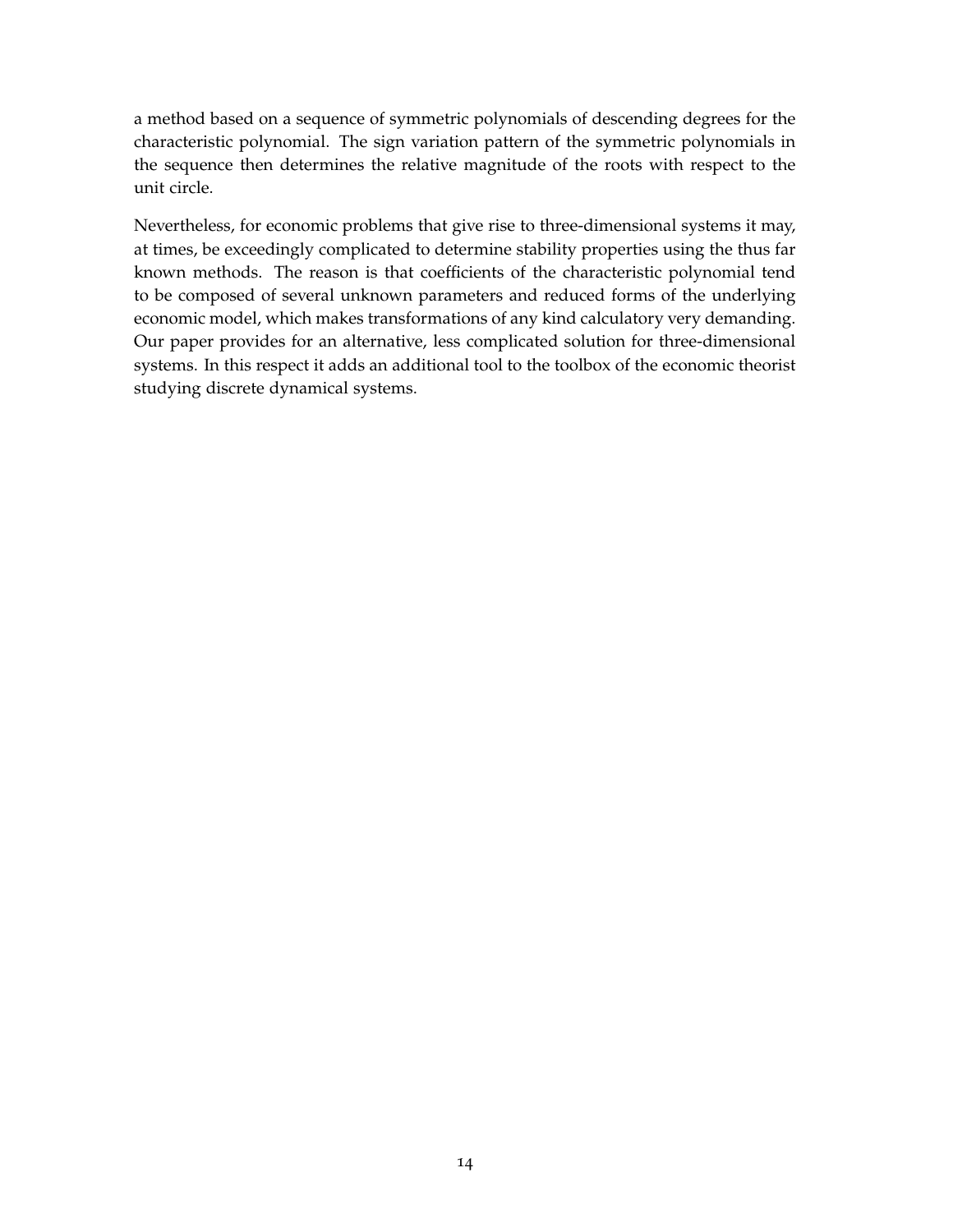a method based on a sequence of symmetric polynomials of descending degrees for the characteristic polynomial. The sign variation pattern of the symmetric polynomials in the sequence then determines the relative magnitude of the roots with respect to the unit circle.

Nevertheless, for economic problems that give rise to three-dimensional systems it may, at times, be exceedingly complicated to determine stability properties using the thus far known methods. The reason is that coefficients of the characteristic polynomial tend to be composed of several unknown parameters and reduced forms of the underlying economic model, which makes transformations of any kind calculatory very demanding. Our paper provides for an alternative, less complicated solution for three-dimensional systems. In this respect it adds an additional tool to the toolbox of the economic theorist studying discrete dynamical systems.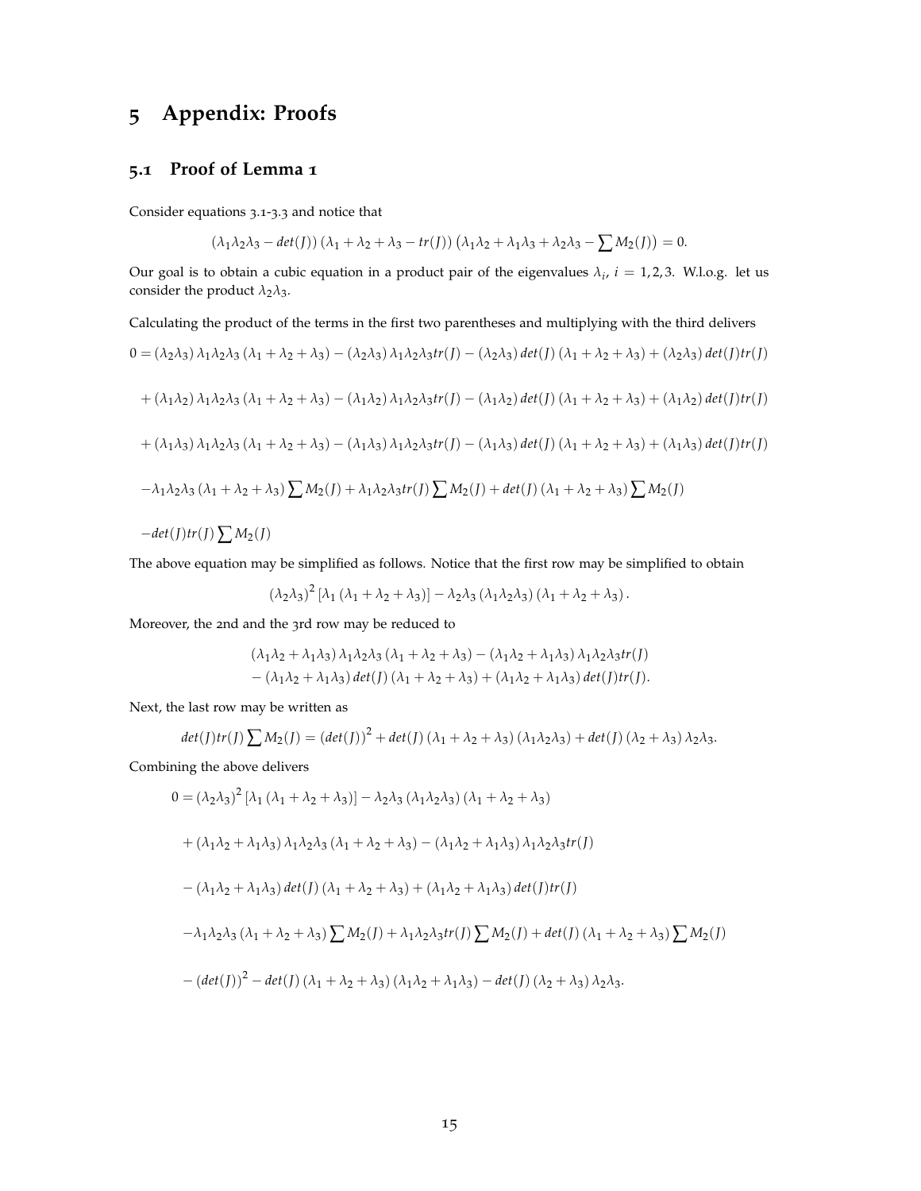# 5 Appendix: Proofs

## 5.1 Proof of Lemma 1

Consider equations 3.1-3.3 and notice that

$$(\lambda_1\lambda_2\lambda_3 - det(J))\,(\lambda_1 + \lambda_2 + \lambda_3 - tr(J))\,\left(\lambda_1\lambda_2 + \lambda_1\lambda_3 + \lambda_2\lambda_3 - \sum M_2(J)\right) = 0.$$

Our goal is to obtain a cubic equation in a product pair of the eigenvalues $\lambda_i$, $i = 1,2,3$. W.l.o.g. let us consider the product $\lambda_2\lambda_3$.

Calculating the product of the terms in the first two parentheses and multiplying with the third delivers

$$0 = (\lambda_2\lambda_3)\,\lambda_1\lambda_2\lambda_3\,(\lambda_1+\lambda_2+\lambda_3) - (\lambda_2\lambda_3)\,\lambda_1\lambda_2\lambda_3 tr(J) - (\lambda_2\lambda_3)\,det(J)\,(\lambda_1+\lambda_2+\lambda_3) + (\lambda_2\lambda_3)\,det(J)tr(J)$$

$$+ (\lambda_1\lambda_2)\,\lambda_1\lambda_2\lambda_3\,(\lambda_1+\lambda_2+\lambda_3) - (\lambda_1\lambda_2)\,\lambda_1\lambda_2\lambda_3 tr(J) - (\lambda_1\lambda_2)\,det(J)\,(\lambda_1+\lambda_2+\lambda_3) + (\lambda_1\lambda_2)\,det(J)tr(J)$$

$$+ (\lambda_1\lambda_3)\,\lambda_1\lambda_2\lambda_3\,(\lambda_1+\lambda_2+\lambda_3) - (\lambda_1\lambda_3)\,\lambda_1\lambda_2\lambda_3 tr(J) - (\lambda_1\lambda_3)\,det(J)\,(\lambda_1+\lambda_2+\lambda_3) + (\lambda_1\lambda_3)\,det(J)tr(J)$$

$$-\lambda_1\lambda_2\lambda_3\,(\lambda_1+\lambda_2+\lambda_3)\sum M_2(J) + \lambda_1\lambda_2\lambda_3 tr(J)\sum M_2(J) + det(J)\,(\lambda_1+\lambda_2+\lambda_3)\sum M_2(J)$$

$$-det(J)tr(J)\sum M_2(J)$$

The above equation may be simplified as follows. Notice that the first row may be simplified to obtain

$$(\lambda_2\lambda_3)^2\left[\lambda_1\,(\lambda_1+\lambda_2+\lambda_3)\right] - \lambda_2\lambda_3\,(\lambda_1\lambda_2\lambda_3)\,(\lambda_1+\lambda_2+\lambda_3).$$

Moreover, the 2nd and the 3rd row may be reduced to

$$\begin{aligned}&(\lambda_1\lambda_2+\lambda_1\lambda_3)\,\lambda_1\lambda_2\lambda_3\,(\lambda_1+\lambda_2+\lambda_3) - (\lambda_1\lambda_2+\lambda_1\lambda_3)\,\lambda_1\lambda_2\lambda_3 tr(J)\\ &- (\lambda_1\lambda_2+\lambda_1\lambda_3)\,det(J)\,(\lambda_1+\lambda_2+\lambda_3) + (\lambda_1\lambda_2+\lambda_1\lambda_3)\,det(J)tr(J).\end{aligned}$$

Next, the last row may be written as

$$det(J)tr(J)\sum M_2(J) = (det(J))^2 + det(J)\,(\lambda_1+\lambda_2+\lambda_3)\,(\lambda_1\lambda_2\lambda_3) + det(J)\,(\lambda_2+\lambda_3)\,\lambda_2\lambda_3.$$

Combining the above delivers

$$0 = (\lambda_2\lambda_3)^2\left[\lambda_1\,(\lambda_1+\lambda_2+\lambda_3)\right] - \lambda_2\lambda_3\,(\lambda_1\lambda_2\lambda_3)\,(\lambda_1+\lambda_2+\lambda_3)$$

$$+ (\lambda_1\lambda_2+\lambda_1\lambda_3)\,\lambda_1\lambda_2\lambda_3\,(\lambda_1+\lambda_2+\lambda_3) - (\lambda_1\lambda_2+\lambda_1\lambda_3)\,\lambda_1\lambda_2\lambda_3 tr(J)$$

$$- (\lambda_1\lambda_2+\lambda_1\lambda_3)\,det(J)\,(\lambda_1+\lambda_2+\lambda_3) + (\lambda_1\lambda_2+\lambda_1\lambda_3)\,det(J)tr(J)$$

$$-\lambda_1\lambda_2\lambda_3\,(\lambda_1+\lambda_2+\lambda_3)\sum M_2(J) + \lambda_1\lambda_2\lambda_3 tr(J)\sum M_2(J) + det(J)\,(\lambda_1+\lambda_2+\lambda_3)\sum M_2(J)$$

$$- (det(J))^2 - det(J)\,(\lambda_1+\lambda_2+\lambda_3)\,(\lambda_1\lambda_2+\lambda_1\lambda_3) - det(J)\,(\lambda_2+\lambda_3)\,\lambda_2\lambda_3.$$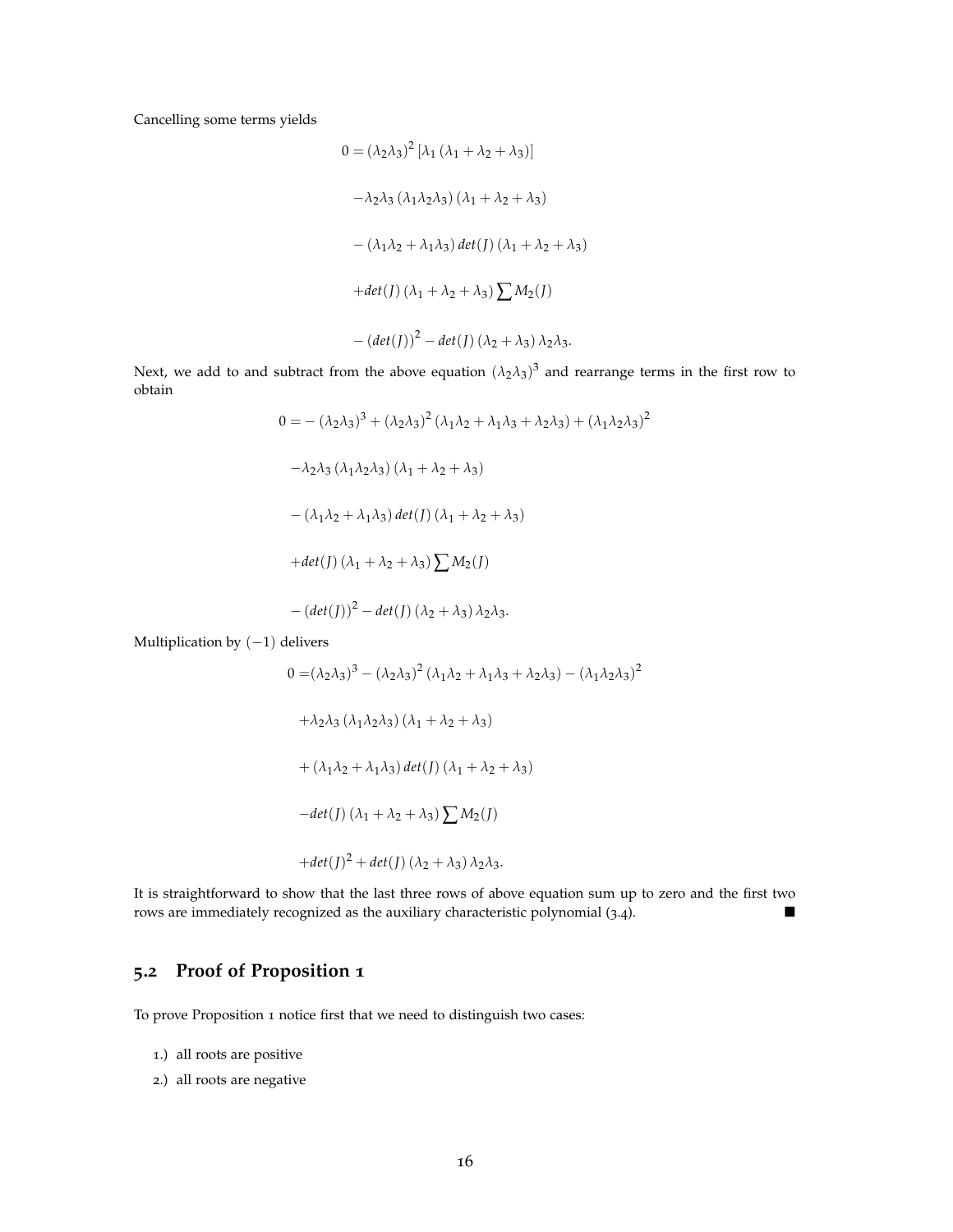Cancelling some terms yields

$$
\begin{aligned}
0 = & (\lambda_2\lambda_3)^2 \left[\lambda_1 \left(\lambda_1 + \lambda_2 + \lambda_3\right)\right] \\
& -\lambda_2\lambda_3 \left(\lambda_1\lambda_2\lambda_3\right)\left(\lambda_1 + \lambda_2 + \lambda_3\right) \\
& - \left(\lambda_1\lambda_2 + \lambda_1\lambda_3\right) det(J) \left(\lambda_1 + \lambda_2 + \lambda_3\right) \\
& + det(J) \left(\lambda_1 + \lambda_2 + \lambda_3\right) \sum M_2(J) \\
& - \left(det(J)\right)^2 - det(J) \left(\lambda_2 + \lambda_3\right) \lambda_2\lambda_3.
\end{aligned}
$$

Next, we add to and subtract from the above equation $(\lambda_2\lambda_3)^3$ and rearrange terms in the first row to obtain

$$
\begin{aligned}
0 = & - (\lambda_2\lambda_3)^3 + (\lambda_2\lambda_3)^2 \left(\lambda_1\lambda_2 + \lambda_1\lambda_3 + \lambda_2\lambda_3\right) + \left(\lambda_1\lambda_2\lambda_3\right)^2 \\
& -\lambda_2\lambda_3 \left(\lambda_1\lambda_2\lambda_3\right)\left(\lambda_1 + \lambda_2 + \lambda_3\right) \\
& - \left(\lambda_1\lambda_2 + \lambda_1\lambda_3\right) det(J) \left(\lambda_1 + \lambda_2 + \lambda_3\right) \\
& + det(J) \left(\lambda_1 + \lambda_2 + \lambda_3\right) \sum M_2(J) \\
& - \left(det(J)\right)^2 - det(J) \left(\lambda_2 + \lambda_3\right) \lambda_2\lambda_3.
\end{aligned}
$$

Multiplication by $(-1)$ delivers

$$
\begin{aligned}
0 = & (\lambda_2\lambda_3)^3 - (\lambda_2\lambda_3)^2 \left(\lambda_1\lambda_2 + \lambda_1\lambda_3 + \lambda_2\lambda_3\right) - \left(\lambda_1\lambda_2\lambda_3\right)^2 \\
& +\lambda_2\lambda_3 \left(\lambda_1\lambda_2\lambda_3\right)\left(\lambda_1 + \lambda_2 + \lambda_3\right) \\
& + \left(\lambda_1\lambda_2 + \lambda_1\lambda_3\right) det(J) \left(\lambda_1 + \lambda_2 + \lambda_3\right) \\
& - det(J) \left(\lambda_1 + \lambda_2 + \lambda_3\right) \sum M_2(J) \\
& + det(J)^2 + det(J) \left(\lambda_2 + \lambda_3\right) \lambda_2\lambda_3.
\end{aligned}
$$

It is straightforward to show that the last three rows of above equation sum up to zero and the first two rows are immediately recognized as the auxiliary characteristic polynomial (3.4). ■

## 5.2 Proof of Proposition 1

To prove Proposition 1 notice first that we need to distinguish two cases:

1.) all roots are positive

2.) all roots are negative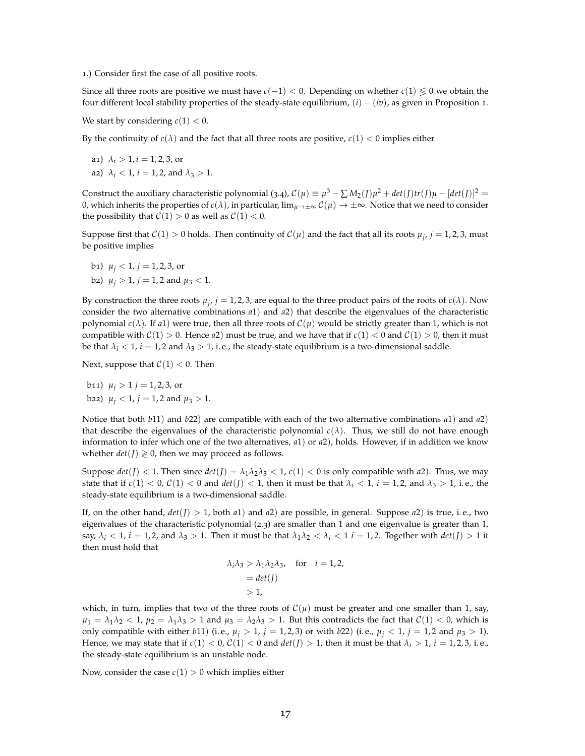1.) Consider first the case of all positive roots.

Since all three roots are positive we must have $c(-1) < 0$. Depending on whether $c(1) \lessgtr 0$ we obtain the four different local stability properties of the steady-state equilibrium, $(i) - (iv)$, as given in Proposition 1.

We start by considering $c(1) < 0$.

By the continuity of $c(\lambda)$ and the fact that all three roots are positive, $c(1) < 0$ implies either

a1) $\lambda_i > 1, i = 1, 2, 3$, or

a2) $\lambda_i < 1, i = 1, 2$, and $\lambda_3 > 1$.

Construct the auxiliary characteristic polynomial (3.4), $\mathcal{C}(\mu) \equiv \mu^3 - \sum M_2(J)\mu^2 + det(J)tr(J)\mu - [det(J)]^2 = 0$, which inherits the properties of $c(\lambda)$, in particular, $\lim_{\mu \to \pm\infty} \mathcal{C}(\mu) \to \pm\infty$. Notice that we need to consider the possibility that $\mathcal{C}(1) > 0$ as well as $\mathcal{C}(1) < 0$.

Suppose first that $\mathcal{C}(1) > 0$ holds. Then continuity of $\mathcal{C}(\mu)$ and the fact that all its roots $\mu_j$, $j = 1, 2, 3$, must be positive implies

b1) $\mu_j < 1$, $j = 1, 2, 3$, or

b2) $\mu_j > 1$, $j = 1, 2$ and $\mu_3 < 1$.

By construction the three roots $\mu_j$, $j = 1, 2, 3$, are equal to the three product pairs of the roots of $c(\lambda)$. Now consider the two alternative combinations *a*1) and *a*2) that describe the eigenvalues of the characteristic polynomial $c(\lambda)$. If *a*1) were true, then all three roots of $\mathcal{C}(\mu)$ would be strictly greater than 1, which is not compatible with $\mathcal{C}(1) > 0$. Hence *a*2) must be true, and we have that if $c(1) < 0$ and $\mathcal{C}(1) > 0$, then it must be that $\lambda_i < 1$, $i = 1, 2$ and $\lambda_3 > 1$, i. e., the steady-state equilibrium is a two-dimensional saddle.

Next, suppose that $\mathcal{C}(1) < 0$. Then

b11) $\mu_j > 1$ $j = 1, 2, 3$, or

b22) $\mu_j < 1$, $j = 1, 2$ and $\mu_3 > 1$.

Notice that both *b*11) and *b*22) are compatible with each of the two alternative combinations *a*1) and *a*2) that describe the eigenvalues of the characteristic polynomial $c(\lambda)$. Thus, we still do not have enough information to infer which one of the two alternatives, *a*1) or *a*2), holds. However, if in addition we know whether $det(J) \gtrless 0$, then we may proceed as follows.

Suppose $det(J) < 1$. Then since $det(J) = \lambda_1\lambda_2\lambda_3 < 1$, $c(1) < 0$ is only compatible with *a*2). Thus, we may state that if $c(1) < 0$, $\mathcal{C}(1) < 0$ and $det(J) < 1$, then it must be that $\lambda_i < 1$, $i = 1, 2$, and $\lambda_3 > 1$, i. e., the steady-state equilibrium is a two-dimensional saddle.

If, on the other hand, $det(J) > 1$, both *a*1) and *a*2) are possible, in general. Suppose *a*2) is true, i. e., two eigenvalues of the characteristic polynomial (2.3) are smaller than 1 and one eigenvalue is greater than 1, say, $\lambda_i < 1$, $i = 1, 2$, and $\lambda_3 > 1$. Then it must be that $\lambda_1\lambda_2 < \lambda_i < 1$ $i = 1, 2$. Together with $det(J) > 1$ it then must hold that

$$
\begin{aligned}
\lambda_i\lambda_3 &> \lambda_1\lambda_2\lambda_3, \quad \text{for} \quad i = 1, 2, \\
&= det(J) \\
&> 1,
\end{aligned}
$$

which, in turn, implies that two of the three roots of $\mathcal{C}(\mu)$ must be greater and one smaller than 1, say, $\mu_1 = \lambda_1\lambda_2 < 1$, $\mu_2 = \lambda_1\lambda_3 > 1$ and $\mu_3 = \lambda_2\lambda_3 > 1$. But this contradicts the fact that $\mathcal{C}(1) < 0$, which is only compatible with either *b*11) (i. e., $\mu_j > 1$, $j = 1, 2, 3$) or with *b*22) (i. e., $\mu_j < 1$, $j = 1, 2$ and $\mu_3 > 1$). Hence, we may state that if $c(1) < 0$, $\mathcal{C}(1) < 0$ and $det(J) > 1$, then it must be that $\lambda_i > 1$, $i = 1, 2, 3$, i. e., the steady-state equilibrium is an unstable node.

Now, consider the case $c(1) > 0$ which implies either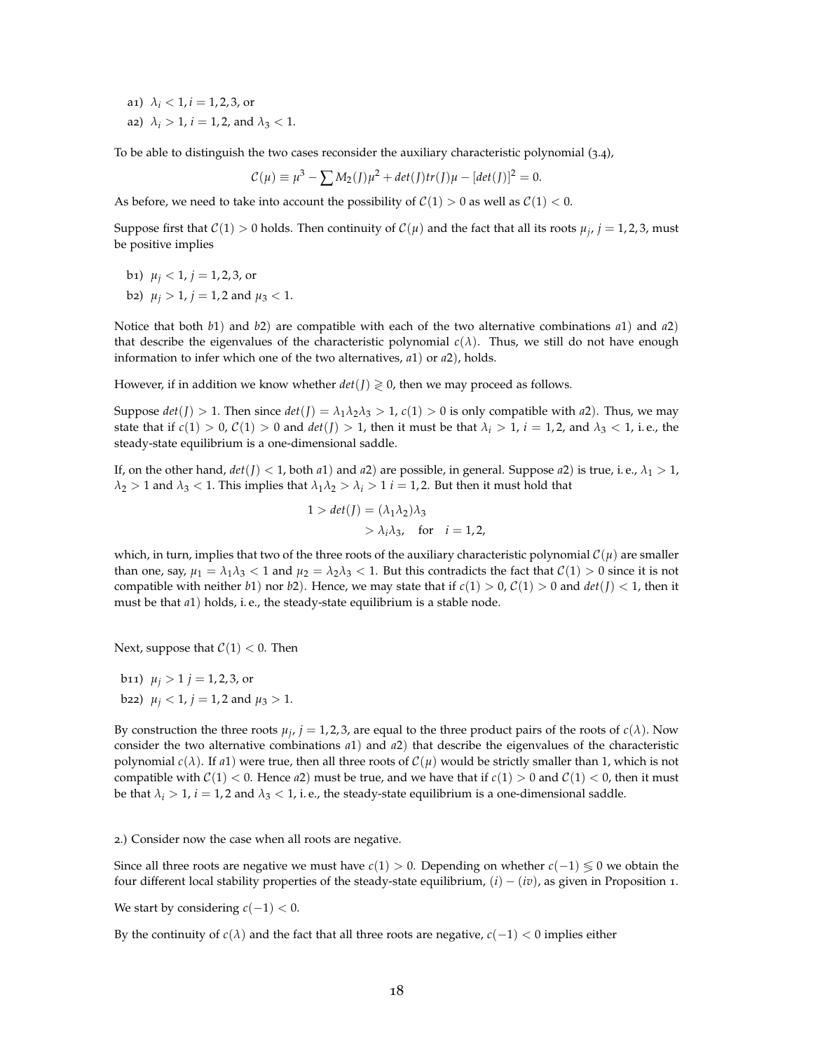a1) $\lambda_i < 1, i = 1,2,3$, or

a2) $\lambda_i > 1, i = 1,2$, and $\lambda_3 < 1$.

To be able to distinguish the two cases reconsider the auxiliary characteristic polynomial (3.4),

$$\mathcal{C}(\mu) \equiv \mu^3 - \sum M_2(J)\mu^2 + det(J)tr(J)\mu - [det(J)]^2 = 0.$$

As before, we need to take into account the possibility of $\mathcal{C}(1) > 0$ as well as $\mathcal{C}(1) < 0$.

Suppose first that $\mathcal{C}(1) > 0$ holds. Then continuity of $\mathcal{C}(\mu)$ and the fact that all its roots $\mu_j$, $j = 1,2,3$, must be positive implies

b1) $\mu_j < 1, j = 1,2,3$, or

b2) $\mu_j > 1, j = 1,2$ and $\mu_3 < 1$.

Notice that both $b1)$ and $b2)$ are compatible with each of the two alternative combinations $a1)$ and $a2)$ that describe the eigenvalues of the characteristic polynomial $c(\lambda)$. Thus, we still do not have enough information to infer which one of the two alternatives, $a1)$ or $a2)$, holds.

However, if in addition we know whether $det(J) \gtrless 0$, then we may proceed as follows.

Suppose $det(J) > 1$. Then since $det(J) = \lambda_1\lambda_2\lambda_3 > 1$, $c(1) > 0$ is only compatible with $a2)$. Thus, we may state that if $c(1) > 0$, $\mathcal{C}(1) > 0$ and $det(J) > 1$, then it must be that $\lambda_i > 1$, $i = 1,2$, and $\lambda_3 < 1$, i. e., the steady-state equilibrium is a one-dimensional saddle.

If, on the other hand, $det(J) < 1$, both $a1)$ and $a2)$ are possible, in general. Suppose $a2)$ is true, i. e., $\lambda_1 > 1$, $\lambda_2 > 1$ and $\lambda_3 < 1$. This implies that $\lambda_1\lambda_2 > \lambda_i > 1$ $i = 1,2$. But then it must hold that

$$\begin{aligned} 1 > det(J) &= (\lambda_1\lambda_2)\lambda_3 \\ &> \lambda_i\lambda_3, \quad \text{for} \quad i = 1,2, \end{aligned}$$

which, in turn, implies that two of the three roots of the auxiliary characteristic polynomial $\mathcal{C}(\mu)$ are smaller than one, say, $\mu_1 = \lambda_1\lambda_3 < 1$ and $\mu_2 = \lambda_2\lambda_3 < 1$. But this contradicts the fact that $\mathcal{C}(1) > 0$ since it is not compatible with neither $b1)$ nor $b2)$. Hence, we may state that if $c(1) > 0$, $\mathcal{C}(1) > 0$ and $det(J) < 1$, then it must be that $a1)$ holds, i. e., the steady-state equilibrium is a stable node.

Next, suppose that $\mathcal{C}(1) < 0$. Then

b11) $\mu_j > 1$ $j = 1,2,3$, or

b22) $\mu_j < 1, j = 1,2$ and $\mu_3 > 1$.

By construction the three roots $\mu_j$, $j = 1,2,3$, are equal to the three product pairs of the roots of $c(\lambda)$. Now consider the two alternative combinations $a1)$ and $a2)$ that describe the eigenvalues of the characteristic polynomial $c(\lambda)$. If $a1)$ were true, then all three roots of $\mathcal{C}(\mu)$ would be strictly smaller than 1, which is not compatible with $\mathcal{C}(1) < 0$. Hence $a2)$ must be true, and we have that if $c(1) > 0$ and $\mathcal{C}(1) < 0$, then it must be that $\lambda_i > 1$, $i = 1,2$ and $\lambda_3 < 1$, i. e., the steady-state equilibrium is a one-dimensional saddle.

2.) Consider now the case when all roots are negative.

Since all three roots are negative we must have $c(1) > 0$. Depending on whether $c(-1) \lesseqgtr 0$ we obtain the four different local stability properties of the steady-state equilibrium, $(i) - (iv)$, as given in Proposition 1.

We start by considering $c(-1) < 0$.

By the continuity of $c(\lambda)$ and the fact that all three roots are negative, $c(-1) < 0$ implies either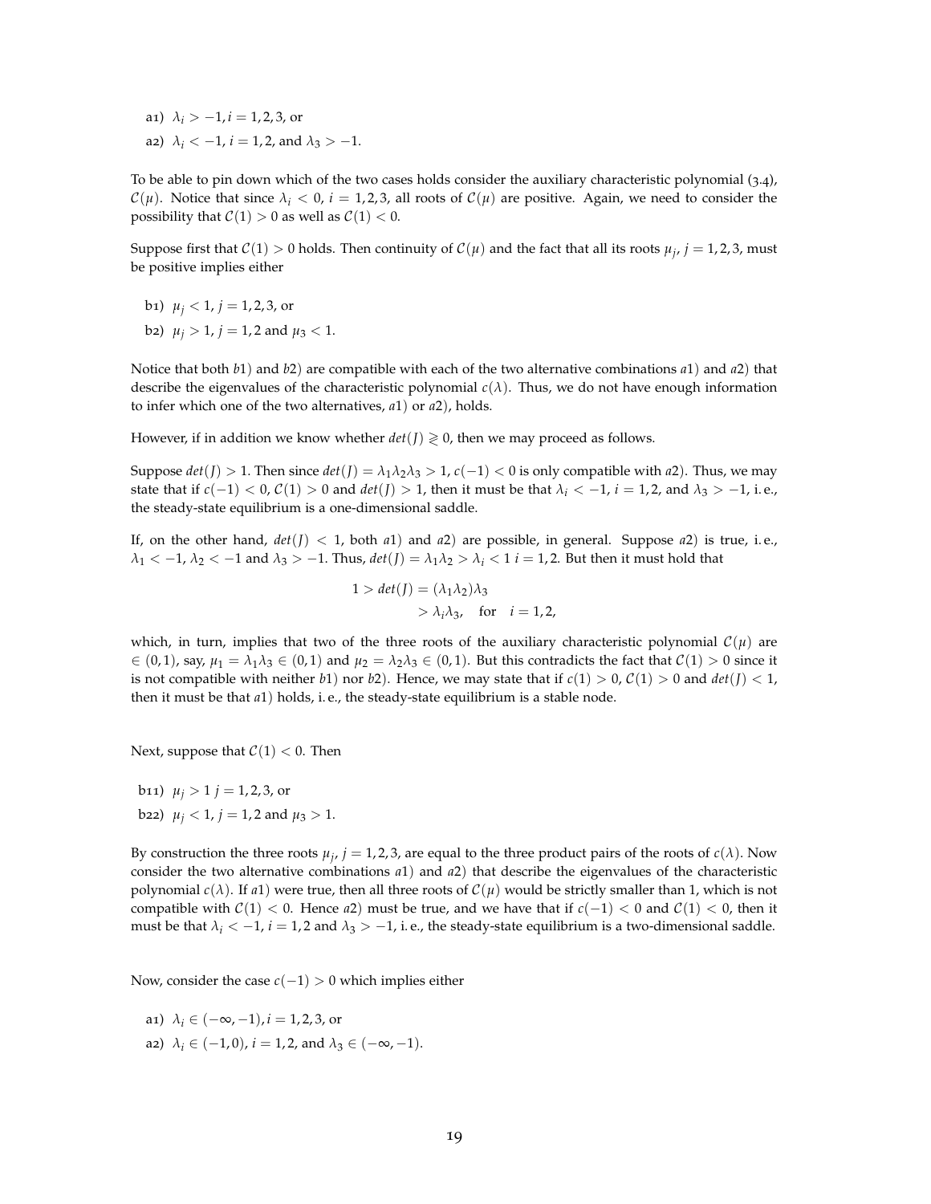a1) $\lambda_i > -1, i = 1, 2, 3$, or

a2) $\lambda_i < -1$, $i = 1, 2$, and $\lambda_3 > -1$.

To be able to pin down which of the two cases holds consider the auxiliary characteristic polynomial (3.4), $\mathcal{C}(\mu)$. Notice that since $\lambda_i < 0$, $i = 1, 2, 3$, all roots of $\mathcal{C}(\mu)$ are positive. Again, we need to consider the possibility that $\mathcal{C}(1) > 0$ as well as $\mathcal{C}(1) < 0$.

Suppose first that $\mathcal{C}(1) > 0$ holds. Then continuity of $\mathcal{C}(\mu)$ and the fact that all its roots $\mu_j$, $j = 1, 2, 3$, must be positive implies either

b1) $\mu_j < 1$, $j = 1, 2, 3$, or

b2) $\mu_j > 1$, $j = 1, 2$ and $\mu_3 < 1$.

Notice that both *b*1) and *b*2) are compatible with each of the two alternative combinations *a*1) and *a*2) that describe the eigenvalues of the characteristic polynomial $c(\lambda)$. Thus, we do not have enough information to infer which one of the two alternatives, *a*1) or *a*2), holds.

However, if in addition we know whether $det(J) \gtrless 0$, then we may proceed as follows.

Suppose $det(J) > 1$. Then since $det(J) = \lambda_1\lambda_2\lambda_3 > 1$, $c(-1) < 0$ is only compatible with *a*2). Thus, we may state that if $c(-1) < 0$, $\mathcal{C}(1) > 0$ and $det(J) > 1$, then it must be that $\lambda_i < -1$, $i = 1, 2$, and $\lambda_3 > -1$, i. e., the steady-state equilibrium is a one-dimensional saddle.

If, on the other hand, $det(J) < 1$, both *a*1) and *a*2) are possible, in general. Suppose *a*2) is true, i. e., $\lambda_1 < -1$, $\lambda_2 < -1$ and $\lambda_3 > -1$. Thus, $det(J) = \lambda_1\lambda_2 > \lambda_i < 1$ $i = 1, 2$. But then it must hold that

$$
\begin{aligned}
1 > det(J) &= (\lambda_1\lambda_2)\lambda_3 \\
&> \lambda_i\lambda_3, \quad \text{for} \quad i = 1, 2,
\end{aligned}
$$

which, in turn, implies that two of the three roots of the auxiliary characteristic polynomial $\mathcal{C}(\mu)$ are $\in (0, 1)$, say, $\mu_1 = \lambda_1\lambda_3 \in (0, 1)$ and $\mu_2 = \lambda_2\lambda_3 \in (0, 1)$. But this contradicts the fact that $\mathcal{C}(1) > 0$ since it is not compatible with neither *b*1) nor *b*2). Hence, we may state that if $c(1) > 0$, $\mathcal{C}(1) > 0$ and $det(J) < 1$, then it must be that *a*1) holds, i. e., the steady-state equilibrium is a stable node.

Next, suppose that $\mathcal{C}(1) < 0$. Then

b11) $\mu_j > 1$ $j = 1, 2, 3$, or

b22) $\mu_j < 1$, $j = 1, 2$ and $\mu_3 > 1$.

By construction the three roots $\mu_j$, $j = 1, 2, 3$, are equal to the three product pairs of the roots of $c(\lambda)$. Now consider the two alternative combinations *a*1) and *a*2) that describe the eigenvalues of the characteristic polynomial $c(\lambda)$. If *a*1) were true, then all three roots of $\mathcal{C}(\mu)$ would be strictly smaller than 1, which is not compatible with $\mathcal{C}(1) < 0$. Hence *a*2) must be true, and we have that if $c(-1) < 0$ and $\mathcal{C}(1) < 0$, then it must be that $\lambda_i < -1$, $i = 1, 2$ and $\lambda_3 > -1$, i. e., the steady-state equilibrium is a two-dimensional saddle.

Now, consider the case $c(-1) > 0$ which implies either

a1) $\lambda_i \in (-\infty, -1), i = 1, 2, 3$, or

a2) $\lambda_i \in (-1, 0)$, $i = 1, 2$, and $\lambda_3 \in (-\infty, -1)$.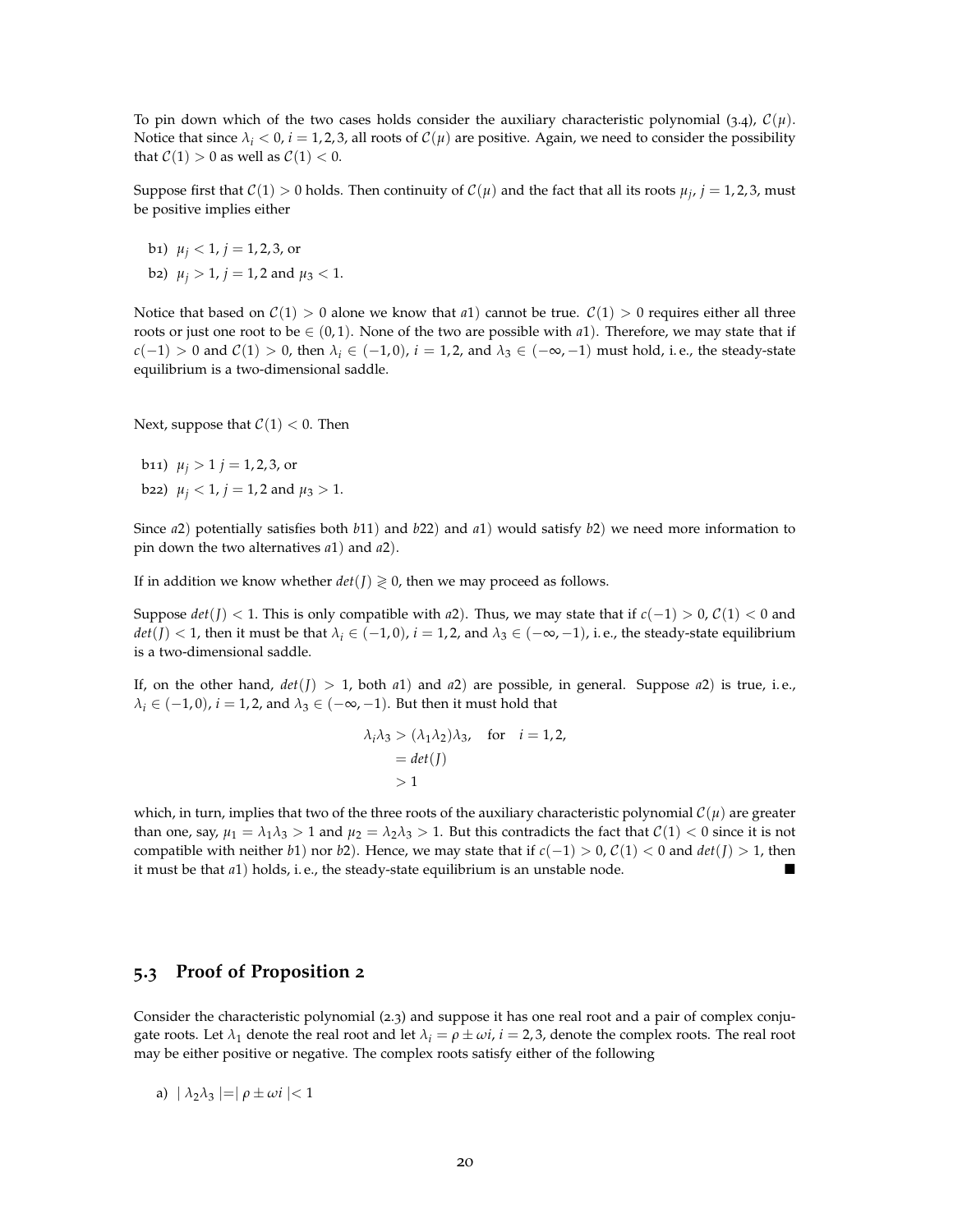To pin down which of the two cases holds consider the auxiliary characteristic polynomial (3.4), $\mathcal{C}(\mu)$. Notice that since $\lambda_i < 0$, $i = 1, 2, 3$, all roots of $\mathcal{C}(\mu)$ are positive. Again, we need to consider the possibility that $\mathcal{C}(1) > 0$ as well as $\mathcal{C}(1) < 0$.

Suppose first that $\mathcal{C}(1) > 0$ holds. Then continuity of $\mathcal{C}(\mu)$ and the fact that all its roots $\mu_j$, $j = 1, 2, 3$, must be positive implies either

b1) $\mu_j < 1$, $j = 1, 2, 3$, or

b2) $\mu_j > 1$, $j = 1, 2$ and $\mu_3 < 1$.

Notice that based on $\mathcal{C}(1) > 0$ alone we know that $a1$) cannot be true. $\mathcal{C}(1) > 0$ requires either all three roots or just one root to be $\in (0, 1)$. None of the two are possible with $a1$). Therefore, we may state that if $c(-1) > 0$ and $\mathcal{C}(1) > 0$, then $\lambda_i \in (-1, 0)$, $i = 1, 2$, and $\lambda_3 \in (-\infty, -1)$ must hold, i. e., the steady-state equilibrium is a two-dimensional saddle.

Next, suppose that $\mathcal{C}(1) < 0$. Then

b11) $\mu_j > 1$ $j = 1, 2, 3$, or

b22) $\mu_j < 1$, $j = 1, 2$ and $\mu_3 > 1$.

Since $a2$) potentially satisfies both $b11$) and $b22$) and $a1$) would satisfy $b2$) we need more information to pin down the two alternatives $a1$) and $a2$).

If in addition we know whether $det(J) \gtrless 0$, then we may proceed as follows.

Suppose $det(J) < 1$. This is only compatible with $a2$). Thus, we may state that if $c(-1) > 0$, $\mathcal{C}(1) < 0$ and $det(J) < 1$, then it must be that $\lambda_i \in (-1, 0)$, $i = 1, 2$, and $\lambda_3 \in (-\infty, -1)$, i. e., the steady-state equilibrium is a two-dimensional saddle.

If, on the other hand, $det(J) > 1$, both $a1$) and $a2$) are possible, in general. Suppose $a2$) is true, i. e., $\lambda_i \in (-1, 0)$, $i = 1, 2$, and $\lambda_3 \in (-\infty, -1)$. But then it must hold that

$$
\begin{aligned}
\lambda_i \lambda_3 &> (\lambda_1 \lambda_2) \lambda_3, \quad \text{for} \quad i = 1, 2, \\
&= det(J) \\
&> 1
\end{aligned}
$$

which, in turn, implies that two of the three roots of the auxiliary characteristic polynomial $\mathcal{C}(\mu)$ are greater than one, say, $\mu_1 = \lambda_1 \lambda_3 > 1$ and $\mu_2 = \lambda_2 \lambda_3 > 1$. But this contradicts the fact that $\mathcal{C}(1) < 0$ since it is not compatible with neither $b1$) nor $b2$). Hence, we may state that if $c(-1) > 0$, $\mathcal{C}(1) < 0$ and $det(J) > 1$, then it must be that $a1$) holds, i. e., the steady-state equilibrium is an unstable node. ■

## 5.3 Proof of Proposition 2

Consider the characteristic polynomial (2.3) and suppose it has one real root and a pair of complex conjugate roots. Let $\lambda_1$ denote the real root and let $\lambda_i = \rho \pm \omega i$, $i = 2, 3$, denote the complex roots. The real root may be either positive or negative. The complex roots satisfy either of the following

a) $|\lambda_2 \lambda_3| = |\rho \pm \omega i| < 1$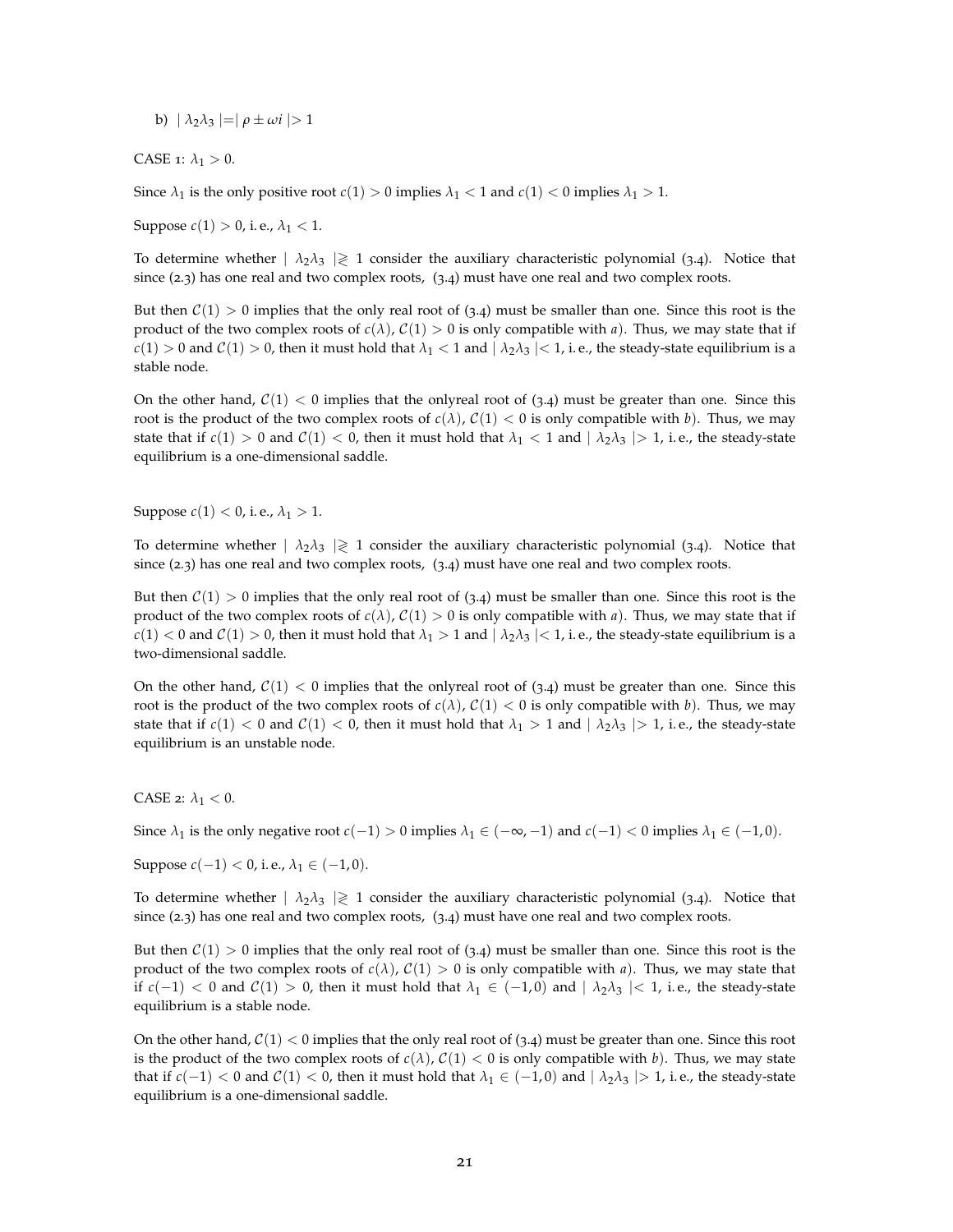b) $|\lambda_2\lambda_3| = |\rho \pm \omega i| > 1$

CASE 1: $\lambda_1 > 0$.

Since $\lambda_1$ is the only positive root $c(1) > 0$ implies $\lambda_1 < 1$ and $c(1) < 0$ implies $\lambda_1 > 1$.

Suppose $c(1) > 0$, i. e., $\lambda_1 < 1$.

To determine whether $|\lambda_2\lambda_3| \gtrless 1$ consider the auxiliary characteristic polynomial (3.4). Notice that since (2.3) has one real and two complex roots, (3.4) must have one real and two complex roots.

But then $\mathcal{C}(1) > 0$ implies that the only real root of (3.4) must be smaller than one. Since this root is the product of the two complex roots of $c(\lambda)$, $\mathcal{C}(1) > 0$ is only compatible with *a*). Thus, we may state that if $c(1) > 0$ and $\mathcal{C}(1) > 0$, then it must hold that $\lambda_1 < 1$ and $|\lambda_2\lambda_3| < 1$, i. e., the steady-state equilibrium is a stable node.

On the other hand, $\mathcal{C}(1) < 0$ implies that the onlyreal root of (3.4) must be greater than one. Since this root is the product of the two complex roots of $c(\lambda)$, $\mathcal{C}(1) < 0$ is only compatible with *b*). Thus, we may state that if $c(1) > 0$ and $\mathcal{C}(1) < 0$, then it must hold that $\lambda_1 < 1$ and $|\lambda_2\lambda_3| > 1$, i. e., the steady-state equilibrium is a one-dimensional saddle.

Suppose $c(1) < 0$, i. e., $\lambda_1 > 1$.

To determine whether $|\lambda_2\lambda_3| \gtrless 1$ consider the auxiliary characteristic polynomial (3.4). Notice that since (2.3) has one real and two complex roots, (3.4) must have one real and two complex roots.

But then $\mathcal{C}(1) > 0$ implies that the only real root of (3.4) must be smaller than one. Since this root is the product of the two complex roots of $c(\lambda)$, $\mathcal{C}(1) > 0$ is only compatible with *a*). Thus, we may state that if $c(1) < 0$ and $\mathcal{C}(1) > 0$, then it must hold that $\lambda_1 > 1$ and $|\lambda_2\lambda_3| < 1$, i. e., the steady-state equilibrium is a two-dimensional saddle.

On the other hand, $\mathcal{C}(1) < 0$ implies that the onlyreal root of (3.4) must be greater than one. Since this root is the product of the two complex roots of $c(\lambda)$, $\mathcal{C}(1) < 0$ is only compatible with *b*). Thus, we may state that if $c(1) < 0$ and $\mathcal{C}(1) < 0$, then it must hold that $\lambda_1 > 1$ and $|\lambda_2\lambda_3| > 1$, i. e., the steady-state equilibrium is an unstable node.

CASE 2: $\lambda_1 < 0$.

Since $\lambda_1$ is the only negative root $c(-1) > 0$ implies $\lambda_1 \in (-\infty, -1)$ and $c(-1) < 0$ implies $\lambda_1 \in (-1, 0)$.

Suppose $c(-1) < 0$, i. e., $\lambda_1 \in (-1, 0)$.

To determine whether $|\lambda_2\lambda_3| \gtrless 1$ consider the auxiliary characteristic polynomial (3.4). Notice that since (2.3) has one real and two complex roots, (3.4) must have one real and two complex roots.

But then $\mathcal{C}(1) > 0$ implies that the only real root of (3.4) must be smaller than one. Since this root is the product of the two complex roots of $c(\lambda)$, $\mathcal{C}(1) > 0$ is only compatible with *a*). Thus, we may state that if $c(-1) < 0$ and $\mathcal{C}(1) > 0$, then it must hold that $\lambda_1 \in (-1, 0)$ and $|\lambda_2\lambda_3| < 1$, i. e., the steady-state equilibrium is a stable node.

On the other hand, $\mathcal{C}(1) < 0$ implies that the only real root of (3.4) must be greater than one. Since this root is the product of the two complex roots of $c(\lambda)$, $\mathcal{C}(1) < 0$ is only compatible with *b*). Thus, we may state that if $c(-1) < 0$ and $\mathcal{C}(1) < 0$, then it must hold that $\lambda_1 \in (-1, 0)$ and $|\lambda_2\lambda_3| > 1$, i. e., the steady-state equilibrium is a one-dimensional saddle.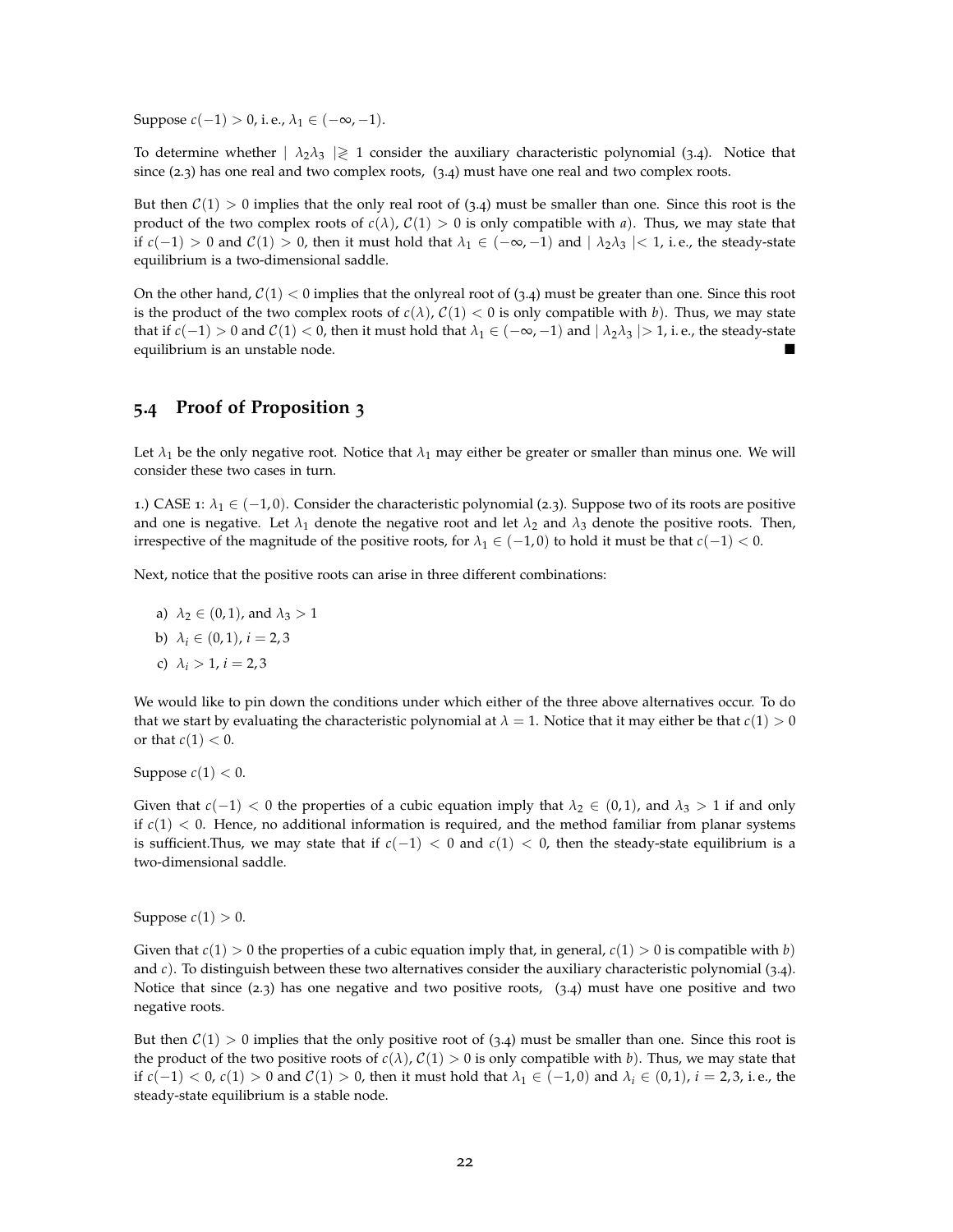Suppose $c(-1) > 0$, i.e., $\lambda_1 \in (-\infty, -1)$.

To determine whether $\mid \lambda_2\lambda_3 \mid \gtrless 1$ consider the auxiliary characteristic polynomial (3.4). Notice that since (2.3) has one real and two complex roots, (3.4) must have one real and two complex roots.

But then $\mathcal{C}(1) > 0$ implies that the only real root of (3.4) must be smaller than one. Since this root is the product of the two complex roots of $c(\lambda)$, $\mathcal{C}(1) > 0$ is only compatible with *a*). Thus, we may state that if $c(-1) > 0$ and $\mathcal{C}(1) > 0$, then it must hold that $\lambda_1 \in (-\infty, -1)$ and $\mid \lambda_2\lambda_3 \mid < 1$, i.e., the steady-state equilibrium is a two-dimensional saddle.

On the other hand, $\mathcal{C}(1) < 0$ implies that the onlyreal root of (3.4) must be greater than one. Since this root is the product of the two complex roots of $c(\lambda)$, $\mathcal{C}(1) < 0$ is only compatible with *b*). Thus, we may state that if $c(-1) > 0$ and $\mathcal{C}(1) < 0$, then it must hold that $\lambda_1 \in (-\infty, -1)$ and $\mid \lambda_2\lambda_3 \mid > 1$, i.e., the steady-state equilibrium is an unstable node. ■

## 5.4 Proof of Proposition 3

Let $\lambda_1$ be the only negative root. Notice that $\lambda_1$ may either be greater or smaller than minus one. We will consider these two cases in turn.

1.) CASE 1: $\lambda_1 \in (-1, 0)$. Consider the characteristic polynomial (2.3). Suppose two of its roots are positive and one is negative. Let $\lambda_1$ denote the negative root and let $\lambda_2$ and $\lambda_3$ denote the positive roots. Then, irrespective of the magnitude of the positive roots, for $\lambda_1 \in (-1, 0)$ to hold it must be that $c(-1) < 0$.

Next, notice that the positive roots can arise in three different combinations:

a) $\lambda_2 \in (0, 1)$, and $\lambda_3 > 1$

b) $\lambda_i \in (0, 1)$, $i = 2, 3$

c) $\lambda_i > 1$, $i = 2, 3$

We would like to pin down the conditions under which either of the three above alternatives occur. To do that we start by evaluating the characteristic polynomial at $\lambda = 1$. Notice that it may either be that $c(1) > 0$ or that $c(1) < 0$.

Suppose $c(1) < 0$.

Given that $c(-1) < 0$ the properties of a cubic equation imply that $\lambda_2 \in (0, 1)$, and $\lambda_3 > 1$ if and only if $c(1) < 0$. Hence, no additional information is required, and the method familiar from planar systems is sufficient.Thus, we may state that if $c(-1) < 0$ and $c(1) < 0$, then the steady-state equilibrium is a two-dimensional saddle.

Suppose $c(1) > 0$.

Given that $c(1) > 0$ the properties of a cubic equation imply that, in general, $c(1) > 0$ is compatible with *b*) and *c*). To distinguish between these two alternatives consider the auxiliary characteristic polynomial (3.4). Notice that since (2.3) has one negative and two positive roots, (3.4) must have one positive and two negative roots.

But then $\mathcal{C}(1) > 0$ implies that the only positive root of (3.4) must be smaller than one. Since this root is the product of the two positive roots of $c(\lambda)$, $\mathcal{C}(1) > 0$ is only compatible with *b*). Thus, we may state that if $c(-1) < 0$, $c(1) > 0$ and $\mathcal{C}(1) > 0$, then it must hold that $\lambda_1 \in (-1, 0)$ and $\lambda_i \in (0, 1)$, $i = 2, 3$, i.e., the steady-state equilibrium is a stable node.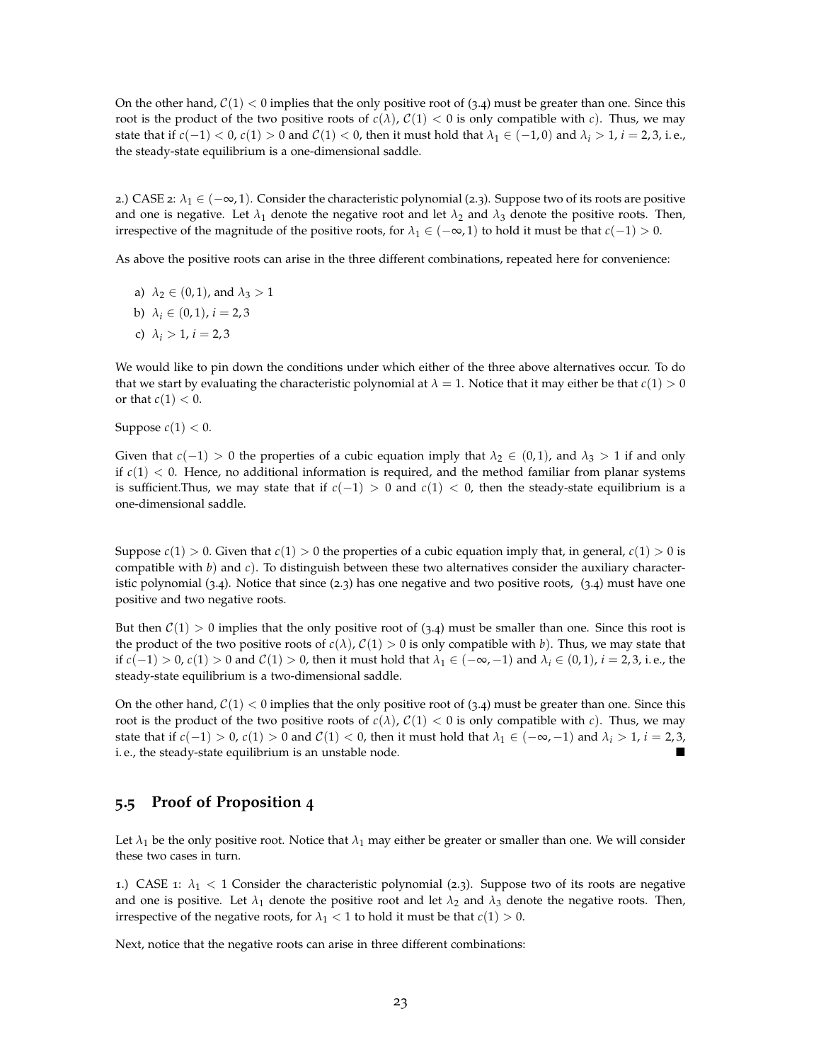On the other hand, $\mathcal{C}(1) < 0$ implies that the only positive root of (3.4) must be greater than one. Since this root is the product of the two positive roots of $c(\lambda)$, $\mathcal{C}(1) < 0$ is only compatible with *c*). Thus, we may state that if $c(-1) < 0$, $c(1) > 0$ and $\mathcal{C}(1) < 0$, then it must hold that $\lambda_1 \in (-1, 0)$ and $\lambda_i > 1$, $i = 2, 3$, i. e., the steady-state equilibrium is a one-dimensional saddle.

2.) CASE 2: $\lambda_1 \in (-\infty, 1)$. Consider the characteristic polynomial (2.3). Suppose two of its roots are positive and one is negative. Let $\lambda_1$ denote the negative root and let $\lambda_2$ and $\lambda_3$ denote the positive roots. Then, irrespective of the magnitude of the positive roots, for $\lambda_1 \in (-\infty, 1)$ to hold it must be that $c(-1) > 0$.

As above the positive roots can arise in the three different combinations, repeated here for convenience:

a) $\lambda_2 \in (0, 1)$, and $\lambda_3 > 1$

b) $\lambda_i \in (0, 1)$, $i = 2, 3$

c) $\lambda_i > 1$, $i = 2, 3$

We would like to pin down the conditions under which either of the three above alternatives occur. To do that we start by evaluating the characteristic polynomial at $\lambda = 1$. Notice that it may either be that $c(1) > 0$ or that $c(1) < 0$.

Suppose $c(1) < 0$.

Given that $c(-1) > 0$ the properties of a cubic equation imply that $\lambda_2 \in (0, 1)$, and $\lambda_3 > 1$ if and only if $c(1) < 0$. Hence, no additional information is required, and the method familiar from planar systems is sufficient.Thus, we may state that if $c(-1) > 0$ and $c(1) < 0$, then the steady-state equilibrium is a one-dimensional saddle.

Suppose $c(1) > 0$. Given that $c(1) > 0$ the properties of a cubic equation imply that, in general, $c(1) > 0$ is compatible with *b*) and *c*). To distinguish between these two alternatives consider the auxiliary characteristic polynomial (3.4). Notice that since (2.3) has one negative and two positive roots, (3.4) must have one positive and two negative roots.

But then $\mathcal{C}(1) > 0$ implies that the only positive root of (3.4) must be smaller than one. Since this root is the product of the two positive roots of $c(\lambda)$, $\mathcal{C}(1) > 0$ is only compatible with *b*). Thus, we may state that if $c(-1) > 0$, $c(1) > 0$ and $\mathcal{C}(1) > 0$, then it must hold that $\lambda_1 \in (-\infty, -1)$ and $\lambda_i \in (0, 1)$, $i = 2, 3$, i. e., the steady-state equilibrium is a two-dimensional saddle.

On the other hand, $\mathcal{C}(1) < 0$ implies that the only positive root of (3.4) must be greater than one. Since this root is the product of the two positive roots of $c(\lambda)$, $\mathcal{C}(1) < 0$ is only compatible with *c*). Thus, we may state that if $c(-1) > 0$, $c(1) > 0$ and $\mathcal{C}(1) < 0$, then it must hold that $\lambda_1 \in (-\infty, -1)$ and $\lambda_i > 1$, $i = 2, 3$, i. e., the steady-state equilibrium is an unstable node. ■

## 5.5 Proof of Proposition 4

Let $\lambda_1$ be the only positive root. Notice that $\lambda_1$ may either be greater or smaller than one. We will consider these two cases in turn.

1.) CASE 1: $\lambda_1 < 1$ Consider the characteristic polynomial (2.3). Suppose two of its roots are negative and one is positive. Let $\lambda_1$ denote the positive root and let $\lambda_2$ and $\lambda_3$ denote the negative roots. Then, irrespective of the negative roots, for $\lambda_1 < 1$ to hold it must be that $c(1) > 0$.

Next, notice that the negative roots can arise in three different combinations: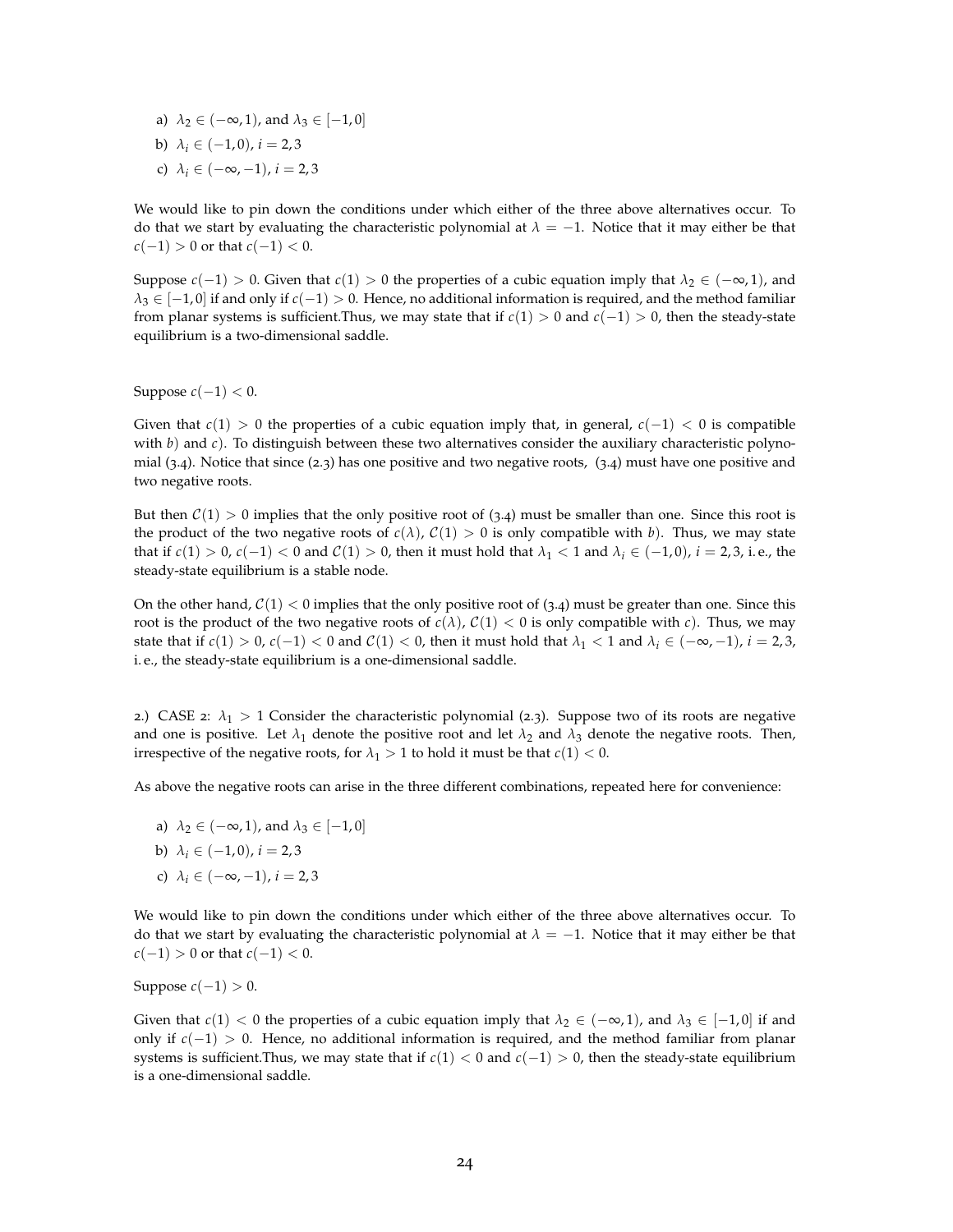a) $\lambda_2 \in (-\infty, 1)$, and $\lambda_3 \in [-1, 0]$

b) $\lambda_i \in (-1, 0)$, $i = 2, 3$

c) $\lambda_i \in (-\infty, -1)$, $i = 2, 3$

We would like to pin down the conditions under which either of the three above alternatives occur. To do that we start by evaluating the characteristic polynomial at $\lambda = -1$. Notice that it may either be that $c(-1) > 0$ or that $c(-1) < 0$.

Suppose $c(-1) > 0$. Given that $c(1) > 0$ the properties of a cubic equation imply that $\lambda_2 \in (-\infty, 1)$, and $\lambda_3 \in [-1, 0]$ if and only if $c(-1) > 0$. Hence, no additional information is required, and the method familiar from planar systems is sufficient.Thus, we may state that if $c(1) > 0$ and $c(-1) > 0$, then the steady-state equilibrium is a two-dimensional saddle.

Suppose $c(-1) < 0$.

Given that $c(1) > 0$ the properties of a cubic equation imply that, in general, $c(-1) < 0$ is compatible with *b*) and *c*). To distinguish between these two alternatives consider the auxiliary characteristic polynomial (3.4). Notice that since (2.3) has one positive and two negative roots, (3.4) must have one positive and two negative roots.

But then $\mathcal{C}(1) > 0$ implies that the only positive root of (3.4) must be smaller than one. Since this root is the product of the two negative roots of $c(\lambda)$, $\mathcal{C}(1) > 0$ is only compatible with *b*). Thus, we may state that if $c(1) > 0$, $c(-1) < 0$ and $\mathcal{C}(1) > 0$, then it must hold that $\lambda_1 < 1$ and $\lambda_i \in (-1, 0)$, $i = 2, 3$, i.e., the steady-state equilibrium is a stable node.

On the other hand, $\mathcal{C}(1) < 0$ implies that the only positive root of (3.4) must be greater than one. Since this root is the product of the two negative roots of $c(\lambda)$, $\mathcal{C}(1) < 0$ is only compatible with *c*). Thus, we may state that if $c(1) > 0$, $c(-1) < 0$ and $\mathcal{C}(1) < 0$, then it must hold that $\lambda_1 < 1$ and $\lambda_i \in (-\infty, -1)$, $i = 2, 3$, i.e., the steady-state equilibrium is a one-dimensional saddle.

2.) CASE 2: $\lambda_1 > 1$ Consider the characteristic polynomial (2.3). Suppose two of its roots are negative and one is positive. Let $\lambda_1$ denote the positive root and let $\lambda_2$ and $\lambda_3$ denote the negative roots. Then, irrespective of the negative roots, for $\lambda_1 > 1$ to hold it must be that $c(1) < 0$.

As above the negative roots can arise in the three different combinations, repeated here for convenience:

a) $\lambda_2 \in (-\infty, 1)$, and $\lambda_3 \in [-1, 0]$

b) $\lambda_i \in (-1, 0)$, $i = 2, 3$

c) $\lambda_i \in (-\infty, -1)$, $i = 2, 3$

We would like to pin down the conditions under which either of the three above alternatives occur. To do that we start by evaluating the characteristic polynomial at $\lambda = -1$. Notice that it may either be that $c(-1) > 0$ or that $c(-1) < 0$.

Suppose $c(-1) > 0$.

Given that $c(1) < 0$ the properties of a cubic equation imply that $\lambda_2 \in (-\infty, 1)$, and $\lambda_3 \in [-1, 0]$ if and only if $c(-1) > 0$. Hence, no additional information is required, and the method familiar from planar systems is sufficient.Thus, we may state that if $c(1) < 0$ and $c(-1) > 0$, then the steady-state equilibrium is a one-dimensional saddle.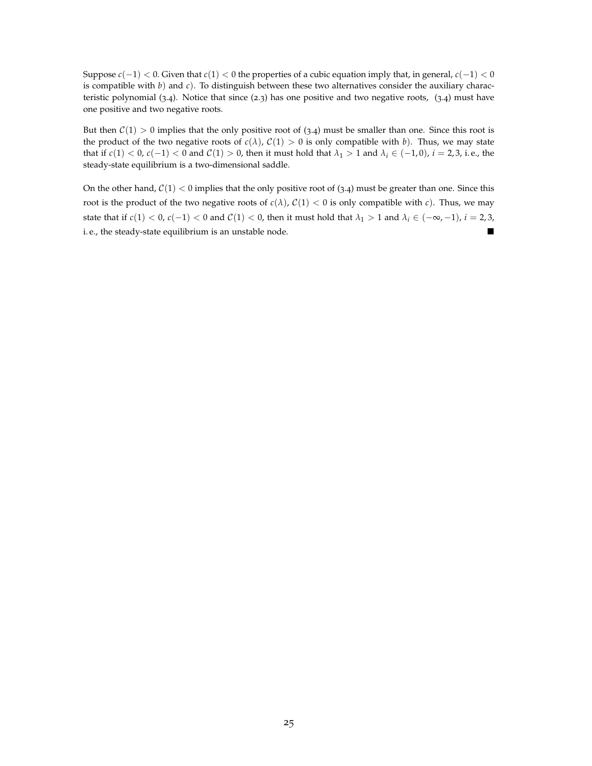Suppose $c(-1) < 0$. Given that $c(1) < 0$ the properties of a cubic equation imply that, in general, $c(-1) < 0$ is compatible with *b*) and *c*). To distinguish between these two alternatives consider the auxiliary characteristic polynomial (3.4). Notice that since (2.3) has one positive and two negative roots, (3.4) must have one positive and two negative roots.

But then $\mathcal{C}(1) > 0$ implies that the only positive root of (3.4) must be smaller than one. Since this root is the product of the two negative roots of $c(\lambda)$, $\mathcal{C}(1) > 0$ is only compatible with *b*). Thus, we may state that if $c(1) < 0$, $c(-1) < 0$ and $\mathcal{C}(1) > 0$, then it must hold that $\lambda_1 > 1$ and $\lambda_i \in (-1, 0)$, $i = 2, 3$, i.e., the steady-state equilibrium is a two-dimensional saddle.

On the other hand, $\mathcal{C}(1) < 0$ implies that the only positive root of (3.4) must be greater than one. Since this root is the product of the two negative roots of $c(\lambda)$, $\mathcal{C}(1) < 0$ is only compatible with *c*). Thus, we may state that if $c(1) < 0$, $c(-1) < 0$ and $\mathcal{C}(1) < 0$, then it must hold that $\lambda_1 > 1$ and $\lambda_i \in (-\infty, -1)$, $i = 2, 3$, i.e., the steady-state equilibrium is an unstable node. ∎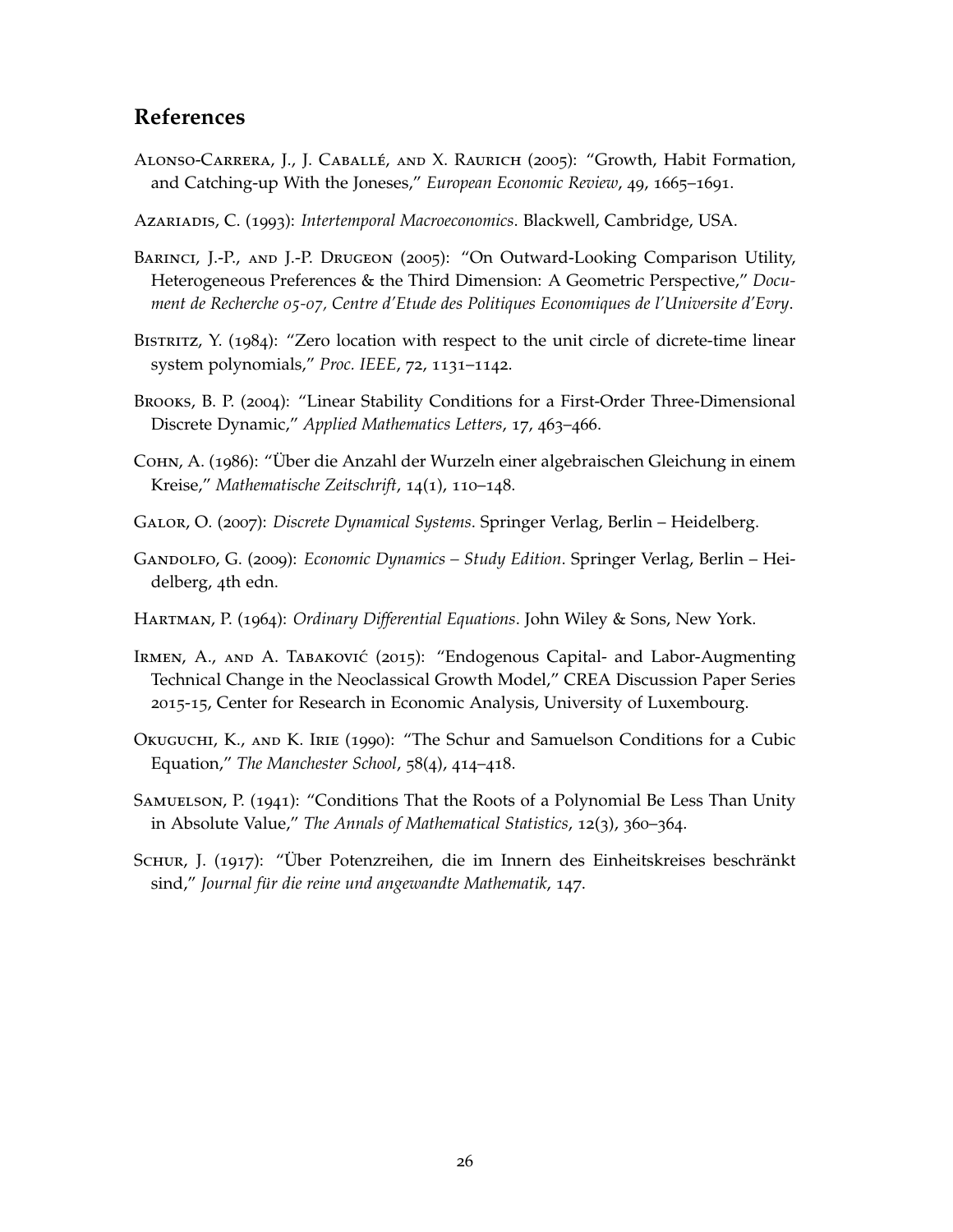## References

Alonso-Carrera, J., J. Caballé, and X. Raurich (2005): "Growth, Habit Formation, and Catching-up With the Joneses," *European Economic Review*, 49, 1665–1691.

Azariadis, C. (1993): *Intertemporal Macroeconomics*. Blackwell, Cambridge, USA.

Barinci, J.-P., and J.-P. Drugeon (2005): "On Outward-Looking Comparison Utility, Heterogeneous Preferences & the Third Dimension: A Geometric Perspective," *Document de Recherche 05-07, Centre d'Etude des Politiques Economiques de l'Universite d'Evry*.

Bistritz, Y. (1984): "Zero location with respect to the unit circle of dicrete-time linear system polynomials," *Proc. IEEE*, 72, 1131–1142.

Brooks, B. P. (2004): "Linear Stability Conditions for a First-Order Three-Dimensional Discrete Dynamic," *Applied Mathematics Letters*, 17, 463–466.

Cohn, A. (1986): "Über die Anzahl der Wurzeln einer algebraischen Gleichung in einem Kreise," *Mathematische Zeitschrift*, 14(1), 110–148.

Galor, O. (2007): *Discrete Dynamical Systems*. Springer Verlag, Berlin – Heidelberg.

Gandolfo, G. (2009): *Economic Dynamics – Study Edition*. Springer Verlag, Berlin – Heidelberg, 4th edn.

Hartman, P. (1964): *Ordinary Differential Equations*. John Wiley & Sons, New York.

Irmen, A., and A. Tabaković (2015): "Endogenous Capital- and Labor-Augmenting Technical Change in the Neoclassical Growth Model," CREA Discussion Paper Series 2015-15, Center for Research in Economic Analysis, University of Luxembourg.

Okuguchi, K., and K. Irie (1990): "The Schur and Samuelson Conditions for a Cubic Equation," *The Manchester School*, 58(4), 414–418.

Samuelson, P. (1941): "Conditions That the Roots of a Polynomial Be Less Than Unity in Absolute Value," *The Annals of Mathematical Statistics*, 12(3), 360–364.

Schur, J. (1917): "Über Potenzreihen, die im Innern des Einheitskreises beschränkt sind," *Journal für die reine und angewandte Mathematik*, 147.